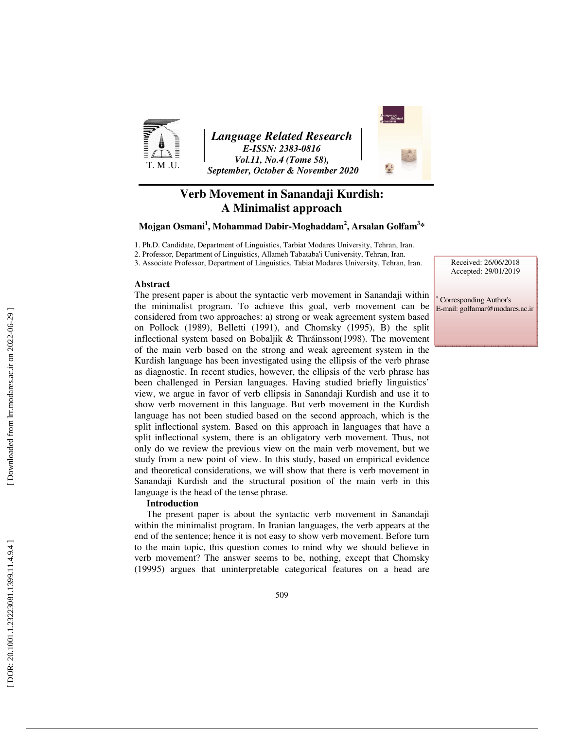Language Related Research
E-ISSN: 2383-0816
Vol.11, No.4 (Tome 58),
September, October & November 2020

# Verb Movement in Sanandaji Kurdish: A Minimalist approach

**Mojgan Osmani[1], Mohammad Dabir-Moghaddam[2], Arsalan Golfam[3]***

1. Ph.D. Candidate, Department of Linguistics, Tarbiat Modares University, Tehran, Iran.
2. Professor, Department of Linguistics, Allameh Tabataba'i Uuniversity, Tehran, Iran.
3. Associate Professor, Department of Linguistics, Tabiat Modares University, Tehran, Iran.

Received: 26/06/2018
Accepted: 29/01/2019

* Corresponding Author's E-mail: golfamar@modares.ac.ir

## Abstract

The present paper is about the syntactic verb movement in Sanandaji within the minimalist program. To achieve this goal, verb movement can be considered from two approaches: a) strong or weak agreement system based on Pollock (1989), Belletti (1991), and Chomsky (1995), B) the split inflectional system based on Bobaljik & Thráinsson(1998). The movement of the main verb based on the strong and weak agreement system in the Kurdish language has been investigated using the ellipsis of the verb phrase as diagnostic. In recent studies, however, the ellipsis of the verb phrase has been challenged in Persian languages. Having studied briefly linguistics' view, we argue in favor of verb ellipsis in Sanandaji Kurdish and use it to show verb movement in this language. But verb movement in the Kurdish language has not been studied based on the second approach, which is the split inflectional system. Based on this approach in languages that have a split inflectional system, there is an obligatory verb movement. Thus, not only do we review the previous view on the main verb movement, but we study from a new point of view. In this study, based on empirical evidence and theoretical considerations, we will show that there is verb movement in Sanandaji Kurdish and the structural position of the main verb in this language is the head of the tense phrase.

## Introduction

The present paper is about the syntactic verb movement in Sanandaji within the minimalist program. In Iranian languages, the verb appears at the end of the sentence; hence it is not easy to show verb movement. Before turn to the main topic, this question comes to mind why we should believe in verb movement? The answer seems to be, nothing, except that Chomsky (19995) argues that uninterpretable categorical features on a head are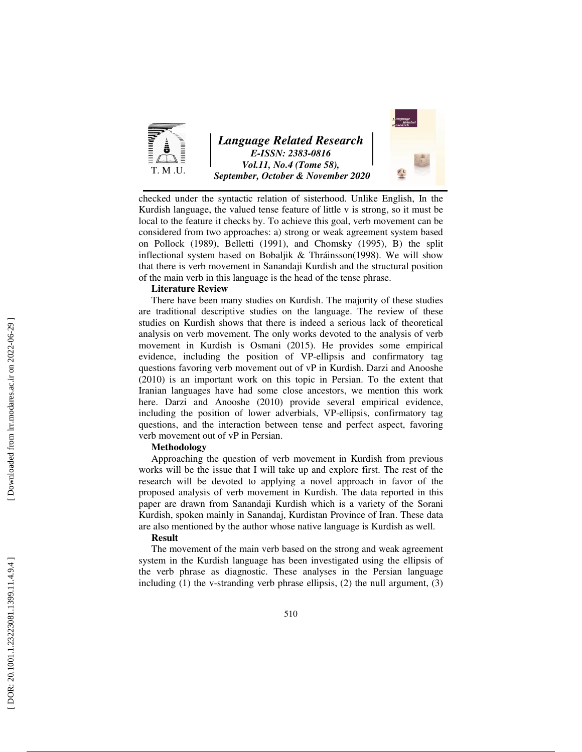checked under the syntactic relation of sisterhood. Unlike English, In the Kurdish language, the valued tense feature of little v is strong, so it must be local to the feature it checks by. To achieve this goal, verb movement can be considered from two approaches: a) strong or weak agreement system based on Pollock (1989), Belletti (1991), and Chomsky (1995), B) the split inflectional system based on Bobaljik & Thráinsson(1998). We will show that there is verb movement in Sanandaji Kurdish and the structural position of the main verb in this language is the head of the tense phrase.

**Literature Review**

There have been many studies on Kurdish. The majority of these studies are traditional descriptive studies on the language. The review of these studies on Kurdish shows that there is indeed a serious lack of theoretical analysis on verb movement. The only works devoted to the analysis of verb movement in Kurdish is Osmani (2015). He provides some empirical evidence, including the position of VP-ellipsis and confirmatory tag questions favoring verb movement out of vP in Kurdish. Darzi and Anooshe (2010) is an important work on this topic in Persian. To the extent that Iranian languages have had some close ancestors, we mention this work here. Darzi and Anooshe (2010) provide several empirical evidence, including the position of lower adverbials, VP-ellipsis, confirmatory tag questions, and the interaction between tense and perfect aspect, favoring verb movement out of vP in Persian.

**Methodology**

Approaching the question of verb movement in Kurdish from previous works will be the issue that I will take up and explore first. The rest of the research will be devoted to applying a novel approach in favor of the proposed analysis of verb movement in Kurdish. The data reported in this paper are drawn from Sanandaji Kurdish which is a variety of the Sorani Kurdish, spoken mainly in Sanandaj, Kurdistan Province of Iran. These data are also mentioned by the author whose native language is Kurdish as well.

**Result**

The movement of the main verb based on the strong and weak agreement system in the Kurdish language has been investigated using the ellipsis of the verb phrase as diagnostic. These analyses in the Persian language including (1) the v-stranding verb phrase ellipsis, (2) the null argument, (3)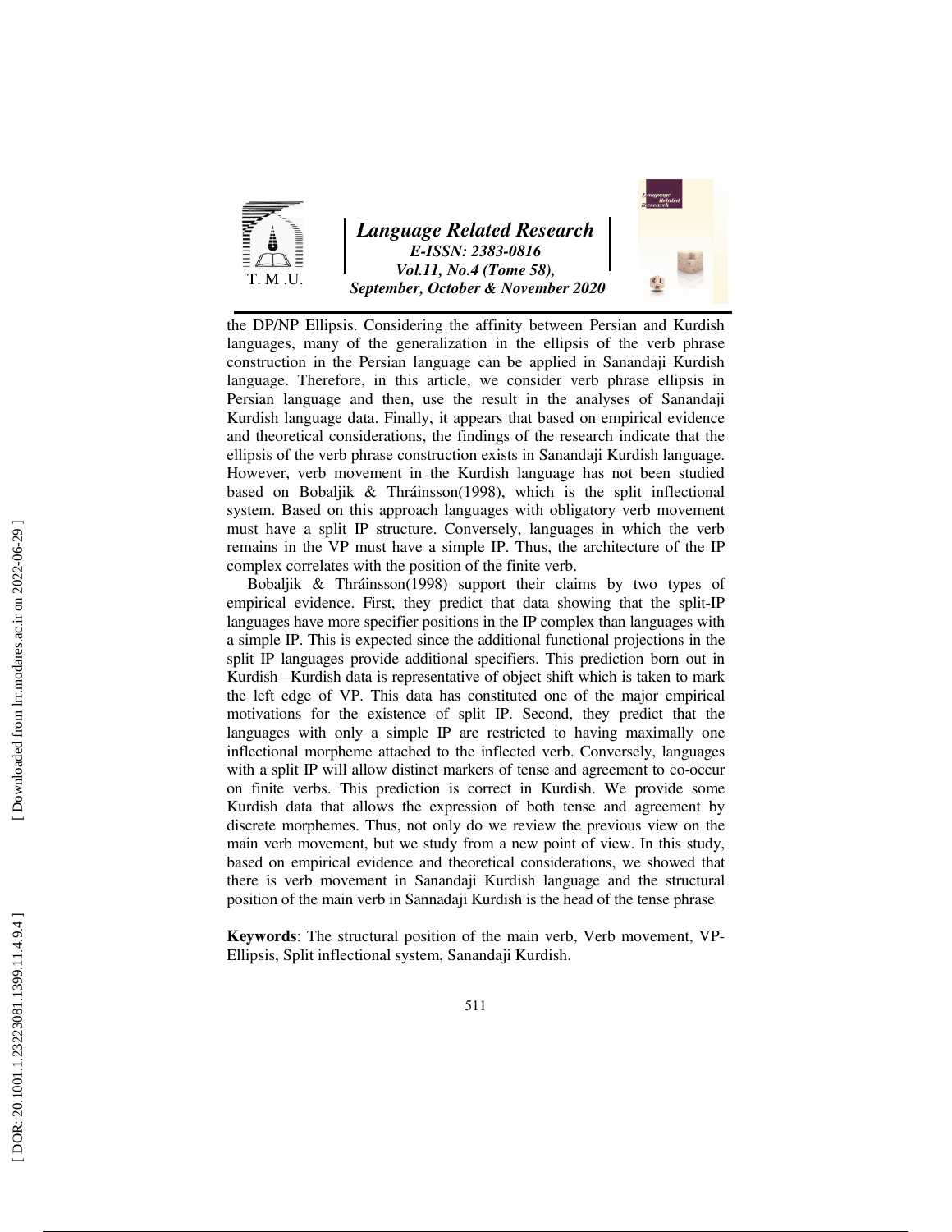the DP/NP Ellipsis. Considering the affinity between Persian and Kurdish languages, many of the generalization in the ellipsis of the verb phrase construction in the Persian language can be applied in Sanandaji Kurdish language. Therefore, in this article, we consider verb phrase ellipsis in Persian language and then, use the result in the analyses of Sanandaji Kurdish language data. Finally, it appears that based on empirical evidence and theoretical considerations, the findings of the research indicate that the ellipsis of the verb phrase construction exists in Sanandaji Kurdish language. However, verb movement in the Kurdish language has not been studied based on Bobaljik & Thráinsson(1998), which is the split inflectional system. Based on this approach languages with obligatory verb movement must have a split IP structure. Conversely, languages in which the verb remains in the VP must have a simple IP. Thus, the architecture of the IP complex correlates with the position of the finite verb.

Bobaljik & Thráinsson(1998) support their claims by two types of empirical evidence. First, they predict that data showing that the split-IP languages have more specifier positions in the IP complex than languages with a simple IP. This is expected since the additional functional projections in the split IP languages provide additional specifiers. This prediction born out in Kurdish –Kurdish data is representative of object shift which is taken to mark the left edge of VP. This data has constituted one of the major empirical motivations for the existence of split IP. Second, they predict that the languages with only a simple IP are restricted to having maximally one inflectional morpheme attached to the inflected verb. Conversely, languages with a split IP will allow distinct markers of tense and agreement to co-occur on finite verbs. This prediction is correct in Kurdish. We provide some Kurdish data that allows the expression of both tense and agreement by discrete morphemes. Thus, not only do we review the previous view on the main verb movement, but we study from a new point of view. In this study, based on empirical evidence and theoretical considerations, we showed that there is verb movement in Sanandaji Kurdish language and the structural position of the main verb in Sannadaji Kurdish is the head of the tense phrase

**Keywords**: The structural position of the main verb, Verb movement, VP-Ellipsis, Split inflectional system, Sanandaji Kurdish.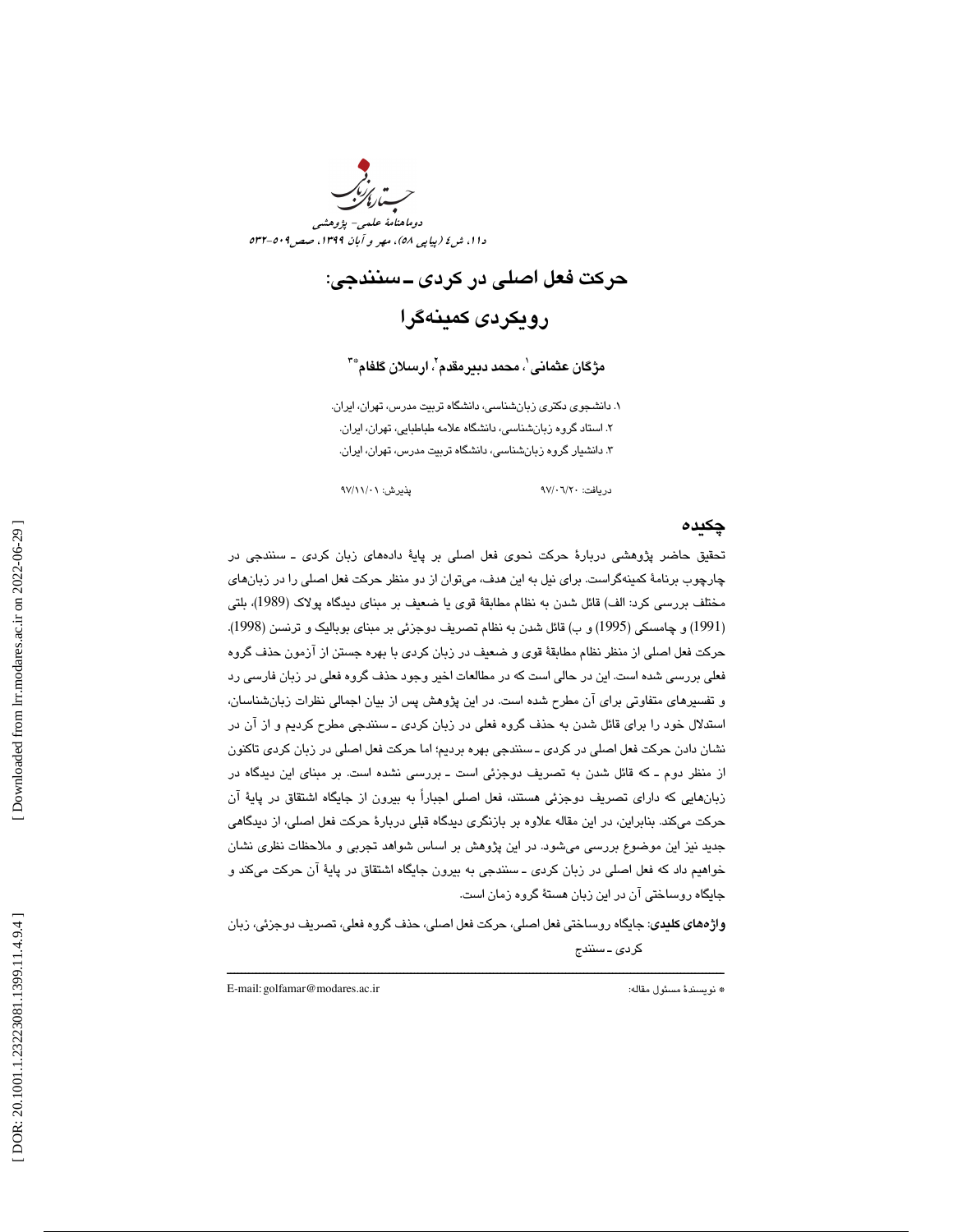# حرکت فعل اصلی در کردی ـ سنندجی: رویکردی کمینه‌گرا

**مژگان عثمانی[1]، محمد دبیرمقدم[2]، ارسلان گلفام[3*]**

۱. دانشجوی دکتری زبان‌شناسی، دانشگاه تربیت مدرس، تهران، ایران.
۲. استاد گروه زبان‌شناسی، دانشگاه علامه طباطبایی، تهران، ایران.
۳. دانشیار گروه زبان‌شناسی، دانشگاه تربیت مدرس، تهران، ایران.

دریافت: ۹۷/۰۶/۲۰ &nbsp;&nbsp;&nbsp;&nbsp;&nbsp;&nbsp;&nbsp;&nbsp; پذیرش: ۹۷/۱۱/۰۱

## چکیده

تحقیق حاضر پژوهشی دربارۀ حرکت نحوی فعل اصلی بر پایۀ داده‌های زبان کردی ـ سنندجی در چارچوب برنامۀ کمینه‌گراست. برای نیل به این هدف، می‌توان از دو منظر حرکت فعل اصلی را در زبان‌های مختلف بررسی کرد: الف) قائل شدن به نظام مطابقۀ قوی یا ضعیف بر مبنای دیدگاه پولاک (1989)، بلتی (1991) و چامسکی (1995) و ب) قائل شدن به نظام تصریف دوجزئی بر مبنای بوبالیک و ترنسن (1998). حرکت فعل اصلی از منظر نظام مطابقۀ قوی و ضعیف در زبان کردی با بهره جستن از آزمون حذف گروه فعلی بررسی شده است. این در حالی است که در مطالعات اخیر وجود حذف گروه فعلی در زبان فارسی رد و تفسیرهای متفاوتی برای آن مطرح شده است. در این پژوهش پس از بیان اجمالی نظرات زبان‌شناسان، استدلال خود را برای قائل شدن به حذف گروه فعلی در زبان کردی ـ سنندجی مطرح کردیم و از آن در نشان دادن حرکت فعل اصلی در کردی ـ سنندجی بهره بردیم؛ اما حرکت فعل اصلی در زبان کردی تاکنون از منظر دوم ـ که قائل شدن به تصریف دوجزئی است ـ بررسی نشده است. بر مبنای این دیدگاه در زبان‌هایی که دارای تصریف دوجزئی هستند، فعل اصلی اجباراً به بیرون از جایگاه اشتقاق در پایۀ آن حرکت می‌کند. بنابراین، در این مقاله علاوه بر بازنگری دیدگاه قبلی دربارۀ حرکت فعل اصلی، از دیدگاهی جدید نیز این موضوع بررسی می‌شود. در این پژوهش بر اساس شواهد تجربی و ملاحظات نظری نشان خواهیم داد که فعل اصلی در زبان کردی ـ سنندجی به بیرون جایگاه اشتقاق در پایۀ آن حرکت می‌کند و جایگاه روساختی آن در این زبان هستۀ گروه زمان است.

**واژه‌های کلیدی**: جایگاه روساختی فعل اصلی، حرکت فعل اصلی، حذف گروه فعلی، تصریف دوجزئی، زبان کردی ـ سنندج

---

\* نویسندۀ مسئول مقاله: E-mail: golfamar@modares.ac.ir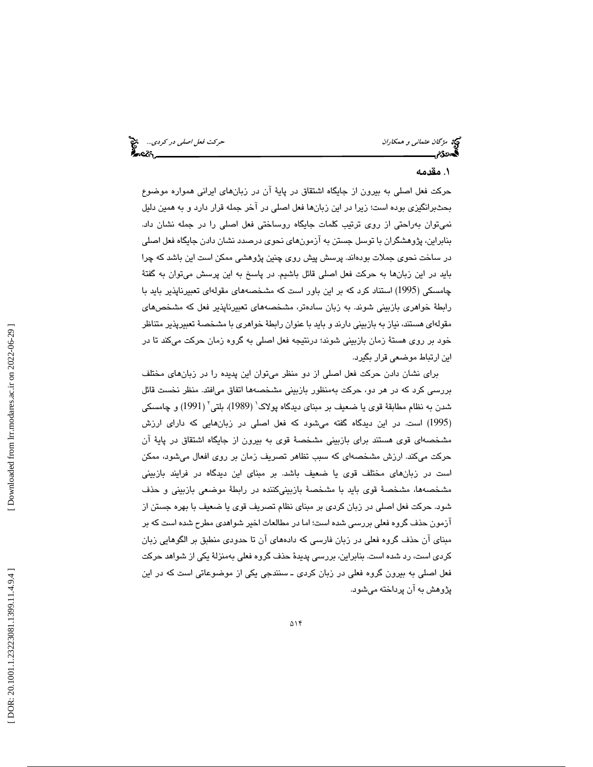## ۱. مقدمه

حرکت فعل اصلی به بیرون از جایگاه اشتقاق در پایهٔ آن در زبان‌های ایرانی همواره موضوع بحث‌برانگیزی بوده است؛ زیرا در این زبان‌ها فعل اصلی در آخر جمله قرار دارد و به همین دلیل نمی‌توان به‌راحتی از روی ترتیب کلمات جایگاه روساختی فعل اصلی را در جمله نشان داد. بنابراین، پژوهشگران با توسل جستن به آزمون‌های نحوی درصدد نشان دادن جایگاه فعل اصلی در ساخت نحوی جملات بوده‌اند. پرسش پیش روی چنین پژوهشی ممکن است این باشد که چرا باید در این زبان‌ها به حرکت فعل اصلی قائل باشیم. در پاسخ به این پرسش می‌توان به گفتهٔ چامسکی (1995) استناد کرد که بر این باور است که مشخصه‌های مقوله‌ای تعبیرناپذیر باید با رابطهٔ خواهری بازبینی شوند. به زبان ساده‌تر، مشخصه‌های تعبیرناپذیر فعل که مشخص‌های مقوله‌ای هستند، نیاز به بازبینی دارند و باید با عنوان رابطهٔ خواهری با مشخصهٔ تعبیرپذیر متناظر خود بر روی هستهٔ زمان بازبینی شوند؛ درنتیجه فعل اصلی به گروه زمان حرکت می‌کند تا در این ارتباط موضعی قرار بگیرد.

برای نشان دادن حرکت فعل اصلی از دو منظر می‌توان این پدیده را در زبان‌های مختلف بررسی کرد که در هر دو، حرکت به‌منظور بازبینی مشخصه‌ها اتفاق می‌افتد. منظر نخست قائل شدن به نظام مطابقهٔ قوی یا ضعیف بر مبنای دیدگاه پولاک[1] (1989)، بلتی[2] (1991) و چامسکی (1995) است. در این دیدگاه گفته می‌شود که فعل اصلی در زبان‌هایی که دارای ارزش مشخصه‌ای قوی هستند برای بازبینی مشخصهٔ قوی به بیرون از جایگاه اشتقاق در پایهٔ آن حرکت می‌کند. ارزش مشخصه‌ای که سبب تظاهر تصریف زمان بر روی افعال می‌شود، ممکن است در زبان‌های مختلف قوی یا ضعیف باشد. بر مبنای این دیدگاه در فرایند بازبینی مشخصه‌ها، مشخصهٔ قوی باید با مشخصهٔ بازبینی‌کننده در رابطهٔ موضعی بازبینی و حذف شود. حرکت فعل اصلی در زبان کردی بر مبنای نظام تصریف قوی یا ضعیف با بهره جستن از آزمون حذف گروه فعلی بررسی شده است؛ اما در مطالعات اخیر شواهدی مطرح شده است که بر مبنای آن حذف گروه فعلی در زبان فارسی که داده‌های آن تا حدودی منطبق بر الگوهایی زبان کردی است، رد شده است. بنابراین، بررسی پدیدهٔ حذف گروه فعلی به‌منزلهٔ یکی از شواهد حرکت فعل اصلی به بیرون گروه فعلی در زبان کردی ـ سنندجی یکی از موضوعاتی است که در این پژوهش به آن پرداخته می‌شود.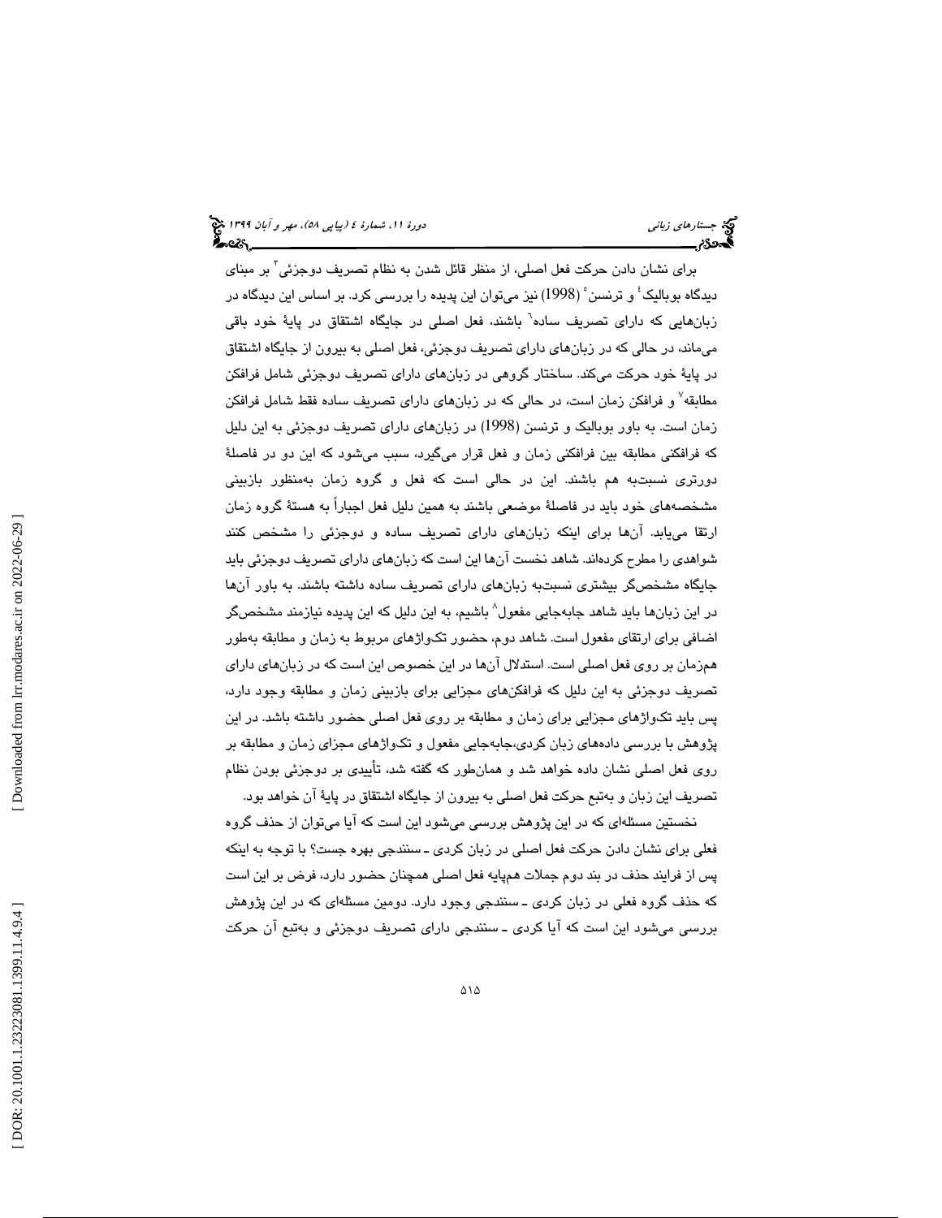برای نشان دادن حرکت فعل اصلی، از منظر قائل شدن به نظام تصریف دوجزئی[3] بر مبنای دیدگاه بوبالیک[4] و ترنسن[5] (1998) نیز می‌توان این پدیده را بررسی کرد. بر اساس این دیدگاه در زبان‌هایی که دارای تصریف ساده[6] باشند، فعل اصلی در جایگاه اشتقاق در پایهٔ خود باقی می‌ماند، در حالی که در زبان‌های دارای تصریف دوجزئی، فعل اصلی به بیرون از جایگاه اشتقاق در پایهٔ خود حرکت می‌کند. ساختار گروهی در زبان‌های دارای تصریف دوجزئی شامل فرافکن مطابقه[7] و فرافکن زمان است، در حالی که در زبان‌های دارای تصریف ساده فقط شامل فرافکن زمان است. به باور بوبالیک و ترنسن (1998) در زبان‌های دارای تصریف دوجزئی به این دلیل که فرافکنی مطابقه بین فرافکنی زمان و فعل قرار می‌گیرد، سبب می‌شود که این دو در فاصلهٔ دورتری نسبت‌به هم باشند. این در حالی است که فعل و گروه زمان به‌منظور بازبینی مشخصه‌های خود باید در فاصلهٔ موضعی باشند به همین دلیل فعل اجباراً به هستهٔ گروه زمان ارتقا می‌یابد. آن‌ها برای اینکه زبان‌های دارای تصریف ساده و دوجزئی را مشخص کنند شواهدی را مطرح کرده‌اند. شاهد نخست آن‌ها این است که زبان‌های دارای تصریف دوجزئی باید جایگاه مشخص‌گر بیشتری نسبت‌به زبان‌های دارای تصریف ساده داشته باشند. به باور آن‌ها در این زبان‌ها باید شاهد جابه‌جایی مفعول[8] باشیم، به این دلیل که این پدیده نیازمند مشخص‌گر اضافی برای ارتقای مفعول است. شاهد دوم، حضور تکواژهای مربوط به زمان و مطابقه به‌طور هم‌زمان بر روی فعل اصلی است. استدلال آن‌ها در این خصوص این است که در زبان‌های دارای تصریف دوجزئی به این دلیل که فرافکن‌های مجزایی برای بازبینی زمان و مطابقه وجود دارد، پس باید تکواژهای مجزایی برای زمان و مطابقه بر روی فعل اصلی حضور داشته باشد. در این پژوهش با بررسی داده‌های زبان کردی، جابه‌جایی مفعول و تکواژهای مجزای زمان و مطابقه بر روی فعل اصلی نشان داده خواهد شد و همان‌طور که گفته شد، تأییدی بر دوجزئی بودن نظام تصریف این زبان و به‌تبع حرکت فعل اصلی به بیرون از جایگاه اشتقاق در پایهٔ آن خواهد بود.

نخستین مسئله‌ای که در این پژوهش بررسی می‌شود این است که آیا می‌توان از حذف گروه فعلی برای نشان دادن حرکت فعل اصلی در زبان کردی ـ سنندجی بهره جست؟ با توجه به اینکه پس از فرایند حذف در بند دوم جملات هم‌پایه فعل اصلی همچنان حضور دارد، فرض بر این است که حذف گروه فعلی در زبان کردی ـ سنندجی وجود دارد. دومین مسئله‌ای که در این پژوهش بررسی می‌شود این است که آیا کردی ـ سنندجی دارای تصریف دوجزئی و به‌تبع آن حرکت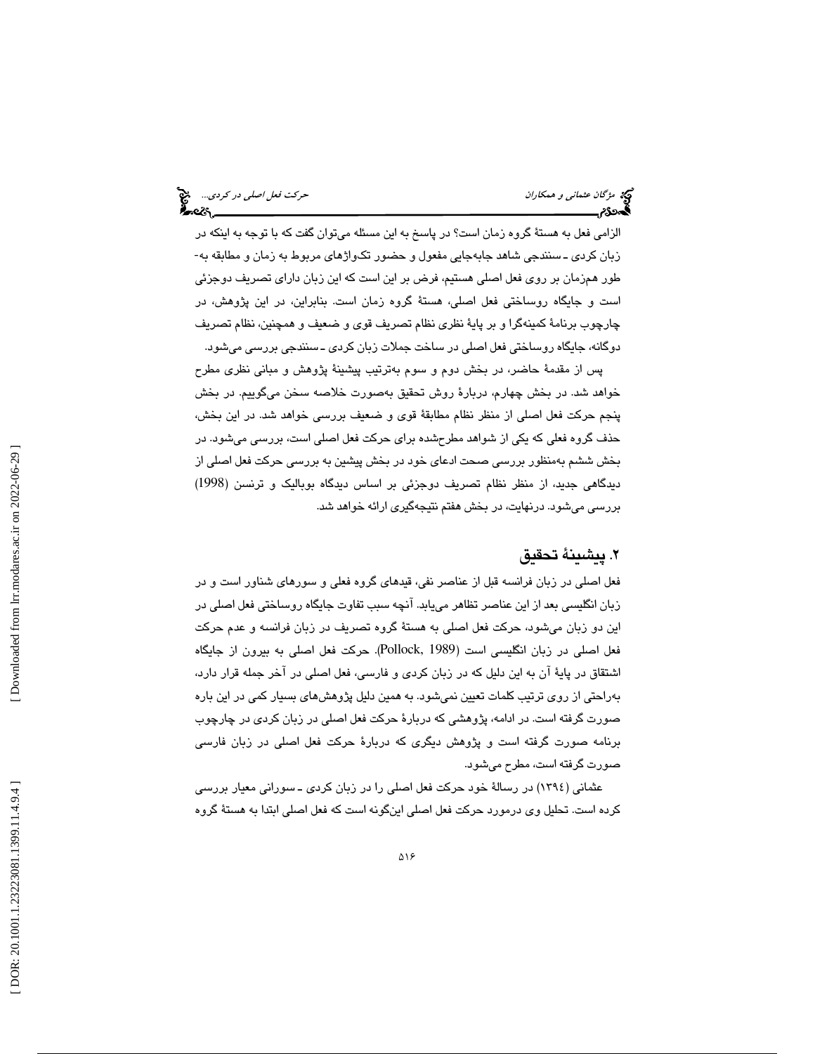الزامی فعل به هستهٔ گروه زمان است؟ در پاسخ به این مسئله می‌توان گفت که با توجه به اینکه در زبان کردی ـ سنندجی شاهد جابه‌جایی مفعول و حضور تکواژهای مربوط به زمان و مطابقه به‌طور هم‌زمان بر روی فعل اصلی هستیم، فرض بر این است که این زبان دارای تصریف دوجزئی است و جایگاه روساختی فعل اصلی، هستهٔ گروه زمان است. بنابراین، در این پژوهش، در چارچوب برنامهٔ کمینه‌گرا و بر پایهٔ نظری نظام تصریف قوی و ضعیف و همچنین، نظام تصریف دوگانه، جایگاه روساختی فعل اصلی در ساخت جملات زبان کردی ـ سنندجی بررسی می‌شود.

پس از مقدمهٔ حاضر، در بخش دوم و سوم به‌ترتیب پیشینهٔ پژوهش و مبانی نظری مطرح خواهد شد. در بخش چهارم، دربارهٔ روش تحقیق به‌صورت خلاصه سخن می‌گوییم. در بخش پنجم حرکت فعل اصلی از منظر نظام مطابقهٔ قوی و ضعیف بررسی خواهد شد. در این بخش، حذف گروه فعلی که یکی از شواهد مطرح‌شده برای حرکت فعل اصلی است، بررسی می‌شود. در بخش ششم به‌منظور بررسی صحت ادعای خود در بخش پیشین به بررسی حرکت فعل اصلی از دیدگاهی جدید، از منظر نظام تصریف دوجزئی بر اساس دیدگاه بوبالیک و ترنسن (1998) بررسی می‌شود. درنهایت، در بخش هفتم نتیجه‌گیری ارائه خواهد شد.

## ۲. پیشینهٔ تحقیق

فعل اصلی در زبان فرانسه قبل از عناصر نفی، قیدهای گروه فعلی و سورهای شناور است و در زبان انگلیسی بعد از این عناصر تظاهر می‌یابد. آنچه سبب تفاوت جایگاه روساختی فعل اصلی در این دو زبان می‌شود، حرکت فعل اصلی به هستهٔ گروه تصریف در زبان فرانسه و عدم حرکت فعل اصلی در زبان انگلیسی است (Pollock, 1989). حرکت فعل اصلی به بیرون از جایگاه اشتقاق در پایهٔ آن به این دلیل که در زبان کردی و فارسی، فعل اصلی در آخر جمله قرار دارد، به‌راحتی از روی ترتیب کلمات تعیین نمی‌شود. به همین دلیل پژوهش‌های بسیار کمی در این باره صورت گرفته است. در ادامه، پژوهشی که دربارهٔ حرکت فعل اصلی در زبان کردی در چارچوب برنامه صورت گرفته است و پژوهش دیگری که دربارهٔ حرکت فعل اصلی در زبان فارسی صورت گرفته است، مطرح می‌شود.

عثمانی (۱۳۹٤) در رسالهٔ خود حرکت فعل اصلی را در زبان کردی ـ سورانی معیار بررسی کرده است. تحلیل وی درمورد حرکت فعل اصلی این‌گونه است که فعل اصلی ابتدا به هستهٔ گروه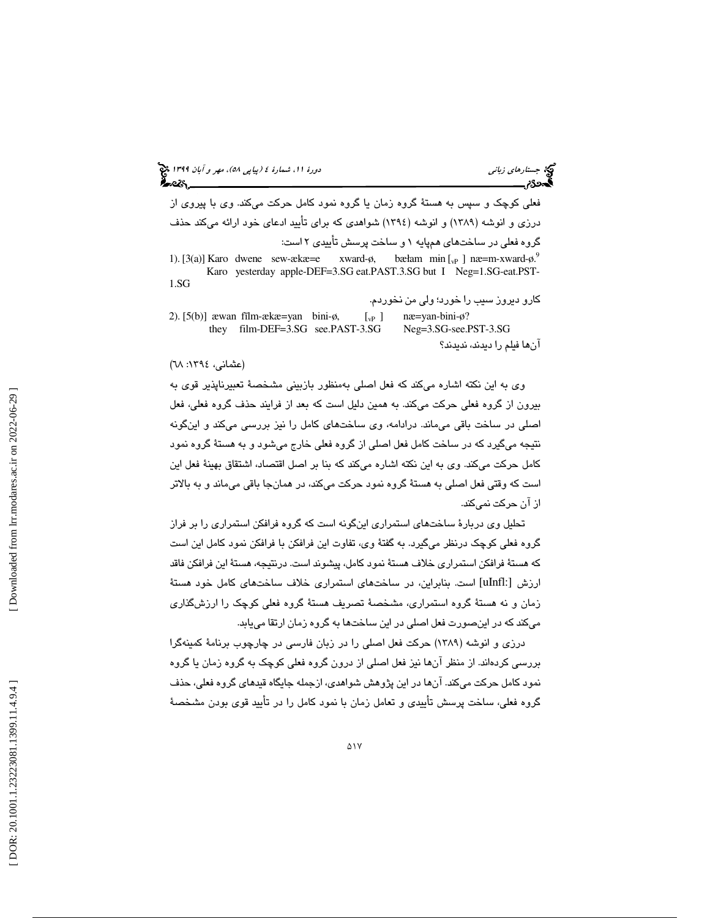فعلی کوچک و سپس به هستهٔ گروه زمان یا گروه نمود کامل حرکت می‌کند. وی با پیروی از درزی و انوشه (۱۳۸۹) و انوشه (۱۳۹٤) شواهدی که برای تأیید ادعای خود ارائه می‌کند حذف گروه فعلی در ساخت‌های هم‌پایه ۱ و ساخت پرسش تأییدی ۲ است:

1). [3(a)] Karo dwene sew-ækæ=e xward-ø, bæłam min [vP ] næ=m-xward-ø.[9]
Karo yesterday apple-DEF=3.SG eat.PAST.3.SG but I Neg=1.SG-eat.PST-1.SG

کارو دیروز سیب را خورد؛ ولی من نخوردم.

2). [5(b)] æwan fîlm-ækæ=yan bini-ø, [vP ] næ=yan-bini-ø?
they film-DEF=3.SG see.PAST-3.SG Neg=3.SG-see.PST-3.SG

آن‌ها فیلم را دیدند، ندیدند؟

(عثمانی، ١٣٩٤: ٦٨)

وی به این نکته اشاره می‌کند که فعل اصلی به‌منظور بازبینی مشخصهٔ تعبیرناپذیر قوی به بیرون از گروه فعلی حرکت می‌کند. به همین دلیل است که بعد از فرایند حذف گروه فعلی، فعل اصلی در ساخت باقی می‌ماند. درادامه، وی ساخت‌های کامل را نیز بررسی می‌کند و این‌گونه نتیجه می‌گیرد که در ساخت کامل فعل اصلی از گروه فعلی خارج می‌شود و به هستهٔ گروه نمود کامل حرکت می‌کند. وی به این نکته اشاره می‌کند که بنا بر اصل اقتصاد، اشتقاق بهینهٔ فعل این است که وقتی فعل اصلی به هستهٔ گروه نمود حرکت می‌کند، در همان‌جا باقی می‌ماند و به بالاتر از آن حرکت نمی‌کند.

تحلیل وی دربارهٔ ساخت‌های استمراری این‌گونه است که گروه فرافکن استمراری را بر فراز گروه فعلی کوچک درنظر می‌گیرد. به گفتهٔ وی، تفاوت این فرافکن با فرافکن نمود کامل این است که هستهٔ فرافکن استمراری خلاف هستهٔ نمود کامل، پیشوند است. درنتیجه، هستهٔ این فرافکن فاقد ارزش [uInfl:] است. بنابراین، در ساخت‌های استمراری خلاف ساخت‌های کامل خود هستهٔ زمان و نه هستهٔ گروه استمراری، مشخصهٔ تصریف هستهٔ گروه فعلی کوچک را ارزش‌گذاری می‌کند که در این‌صورت فعل اصلی در این ساخت‌ها به گروه زمان ارتقا می‌یابد.

درزی و انوشه (۱۳۸۹) حرکت فعل اصلی را در زبان فارسی در چارچوب برنامهٔ کمینه‌گرا بررسی کرده‌اند. از منظر آن‌ها نیز فعل اصلی از درون گروه فعلی کوچک به گروه زمان یا گروه نمود کامل حرکت می‌کند. آن‌ها در این پژوهش شواهدی، ازجمله جایگاه قیدهای گروه فعلی، حذف گروه فعلی، ساخت پرسش تأییدی و تعامل زمان با نمود کامل را در تأیید قوی بودن مشخصهٔ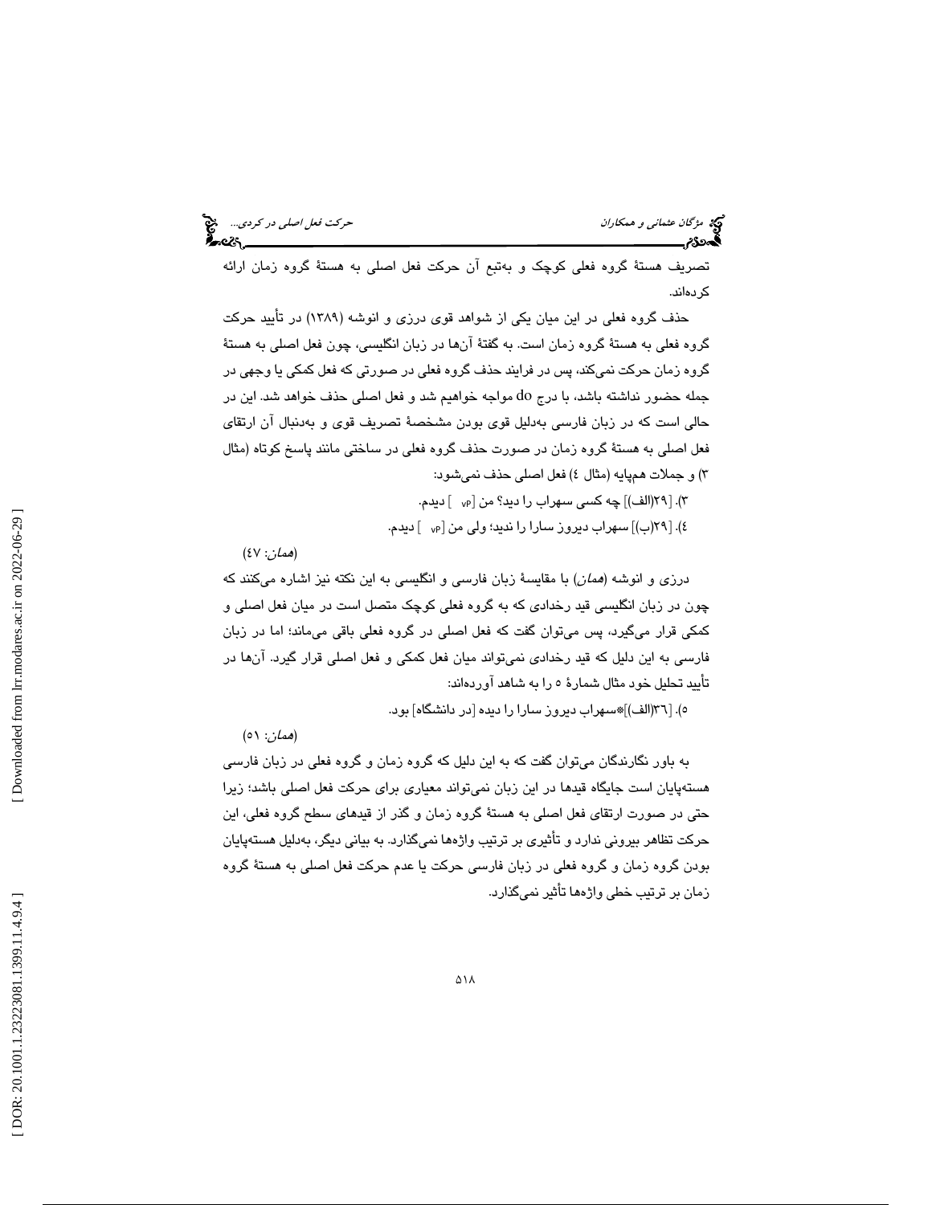تصریف هستهٔ گروه فعلی کوچک و به‌تبع آن حرکت فعل اصلی به هستهٔ گروه زمان ارائه کرده‌اند.

حذف گروه فعلی در این میان یکی از شواهد قوی درزی و انوشه (۱۳۸۹) در تأیید حرکت گروه فعلی به هستهٔ گروه زمان است. به گفتهٔ آن‌ها در زبان انگلیسی، چون فعل اصلی به هستهٔ گروه زمان حرکت نمی‌کند، پس در فرایند حذف گروه فعلی در صورتی که فعل کمکی یا وجهی در جمله حضور نداشته باشد، با درج do مواجه خواهیم شد و فعل اصلی حذف خواهد شد. این در حالی است که در زبان فارسی به‌دلیل قوی بودن مشخصهٔ تصریف قوی و به‌دنبال آن ارتقای فعل اصلی به هستهٔ گروه زمان در صورت حذف گروه فعلی در ساختی مانند پاسخ کوتاه (مثال ۳) و جملات هم‌پایه (مثال ٤) فعل اصلی حذف نمی‌شود:

۳). [۲۹(الف)] چه کسی سهراب را دید؟ من [vP ] دیدم.

٤). [۲۹(ب)] سهراب دیروز سارا را ندید؛ ولی من [vP ] دیدم.

(*همان*: ٤۷)

درزی و انوشه (*همان*) با مقایسهٔ زبان فارسی و انگلیسی به این نکته نیز اشاره می‌کنند که چون در زبان انگلیسی قید رخدادی که به گروه فعلی کوچک متصل است در میان فعل اصلی و کمکی قرار می‌گیرد، پس می‌توان گفت که فعل اصلی در گروه فعلی باقی می‌ماند؛ اما در زبان فارسی به این دلیل که قید رخدادی نمی‌تواند میان فعل کمکی و فعل اصلی قرار گیرد. آن‌ها در تأیید تحلیل خود مثال شمارهٔ ٥ را به شاهد آورده‌اند:

٥). [۳٦(الف)]*سهراب دیروز سارا را دیده [در دانشگاه] بود.

(*همان*: ٥۱)

به باور نگارندگان می‌توان گفت که به این دلیل که گروه زمان و گروه فعلی در زبان فارسی هسته‌پایان است جایگاه قیدها در این زبان نمی‌تواند معیاری برای حرکت فعل اصلی باشد؛ زیرا حتی در صورت ارتقای فعل اصلی به هستهٔ گروه زمان و گذر از قیدهای سطح گروه فعلی، این حرکت تظاهر بیرونی ندارد و تأثیری بر ترتیب واژه‌ها نمی‌گذارد. به بیانی دیگر، به‌دلیل هسته‌پایان بودن گروه زمان و گروه فعلی در زبان فارسی حرکت یا عدم حرکت فعل اصلی به هستهٔ گروه زمان بر ترتیب خطی واژه‌ها تأثیر نمی‌گذارد.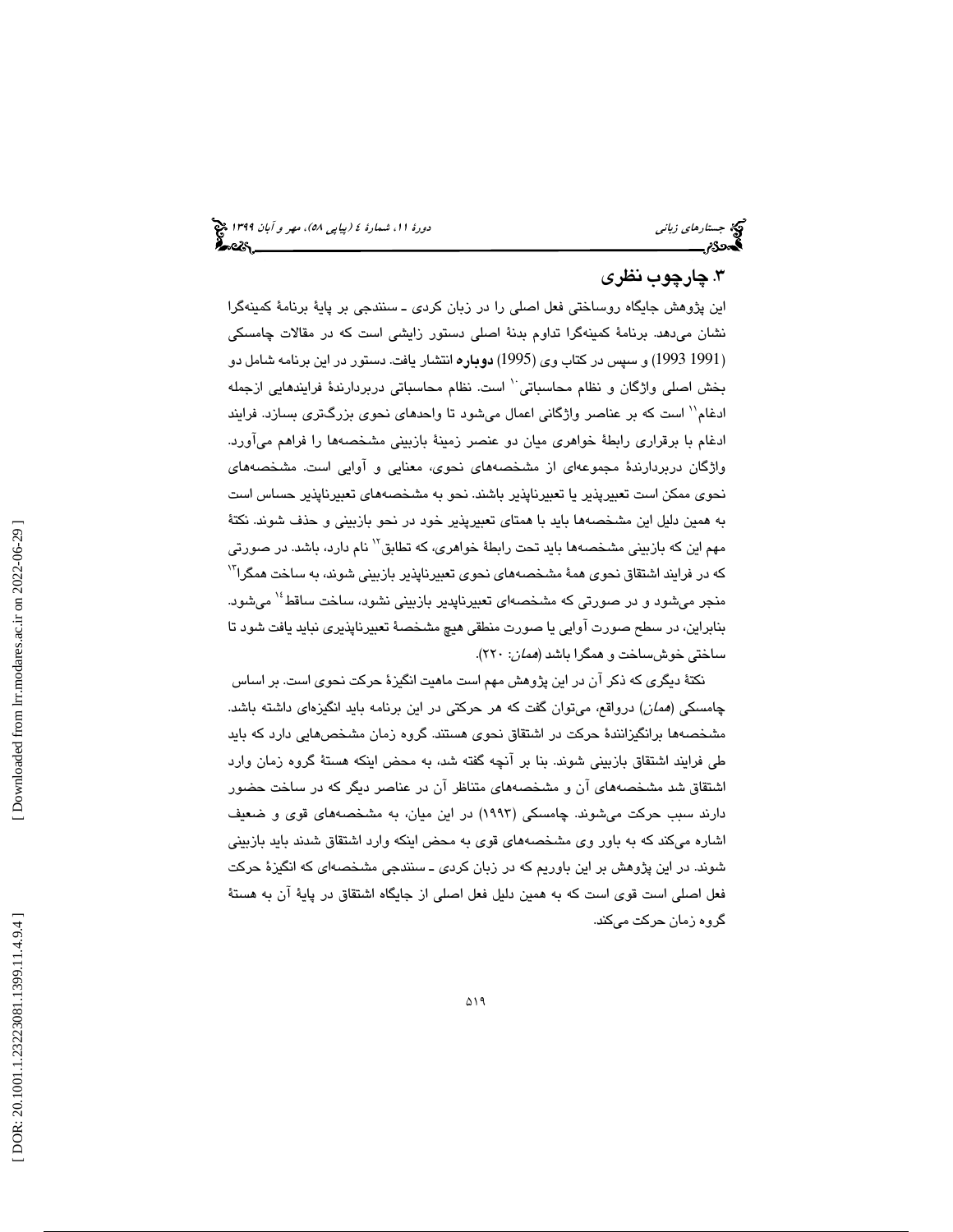## ۳. چارچوب نظری

این پژوهش جایگاه روساختی فعل اصلی را در زبان کردی ـ سنندجی بر پایهٔ برنامهٔ کمینه‌گرا نشان می‌دهد. برنامهٔ کمینه‌گرا تداوم بدنهٔ اصلی دستور زایشی است که در مقالات چامسکی (1991 1993) و سپس در کتاب وی (1995) **دوباره** انتشار یافت. دستور در این برنامه شامل دو بخش اصلی واژگان و نظام محاسباتی[10] است. نظام محاسباتی دربردارندهٔ فرایندهایی ازجمله ادغام[11] است که بر عناصر واژگانی اعمال می‌شود تا واحدهای نحوی بزرگ‌تری بسازد. فرایند ادغام با برقراری رابطهٔ خواهری میان دو عنصر زمینهٔ بازبینی مشخصه‌ها را فراهم می‌آورد. واژگان دربردارندهٔ مجموعه‌ای از مشخصه‌های نحوی، معنایی و آوایی است. مشخصه‌های نحوی ممکن است تعبیرپذیر یا تعبیرناپذیر باشند. نحو به مشخصه‌های تعبیرناپذیر حساس است به همین دلیل این مشخصه‌ها باید با همتای تعبیرپذیر خود در نحو بازبینی و حذف شوند. نکتهٔ مهم این که بازبینی مشخصه‌ها باید تحت رابطهٔ خواهری، که تطابق[12] نام دارد، باشد. در صورتی که در فرایند اشتقاق نحوی همهٔ مشخصه‌های نحوی تعبیرناپذیر بازبینی شوند، به ساخت همگرا[13] منجر می‌شود و در صورتی که مشخصه‌ای تعبیرناپذیر بازبینی نشود، ساخت ساقط[14] می‌شود. بنابراین، در سطح صورت آوایی یا صورت منطقی هیچ مشخصهٔ تعبیرناپذیری نباید یافت شود تا ساختی خوش‌ساخت و همگرا باشد (*همان*: ۲۲۰).

نکتهٔ دیگری که ذکر آن در این پژوهش مهم است ماهیت انگیزهٔ حرکت نحوی است. بر اساس چامسکی (*همان*) درواقع، می‌توان گفت که هر حرکتی در این برنامه باید انگیزه‌ای داشته باشد. مشخصه‌ها برانگیزانندهٔ حرکت در اشتقاق نحوی هستند. گروه زمان مشخص‌هایی دارد که باید طی فرایند اشتقاق بازبینی شوند. بنا بر آنچه گفته شد، به محض اینکه هستهٔ گروه زمان وارد اشتقاق شد مشخصه‌های آن و مشخصه‌های متناظر آن در عناصر دیگر که در ساخت حضور دارند سبب حرکت می‌شوند. چامسکی (۱۹۹۳) در این میان، به مشخصه‌های قوی و ضعیف اشاره می‌کند که به باور وی مشخصه‌های قوی به محض اینکه وارد اشتقاق شدند باید بازبینی شوند. در این پژوهش بر این باوریم که در زبان کردی ـ سنندجی مشخصه‌ای که انگیزهٔ حرکت فعل اصلی است قوی است که به همین دلیل فعل اصلی از جایگاه اشتقاق در پایهٔ آن به هستهٔ گروه زمان حرکت می‌کند.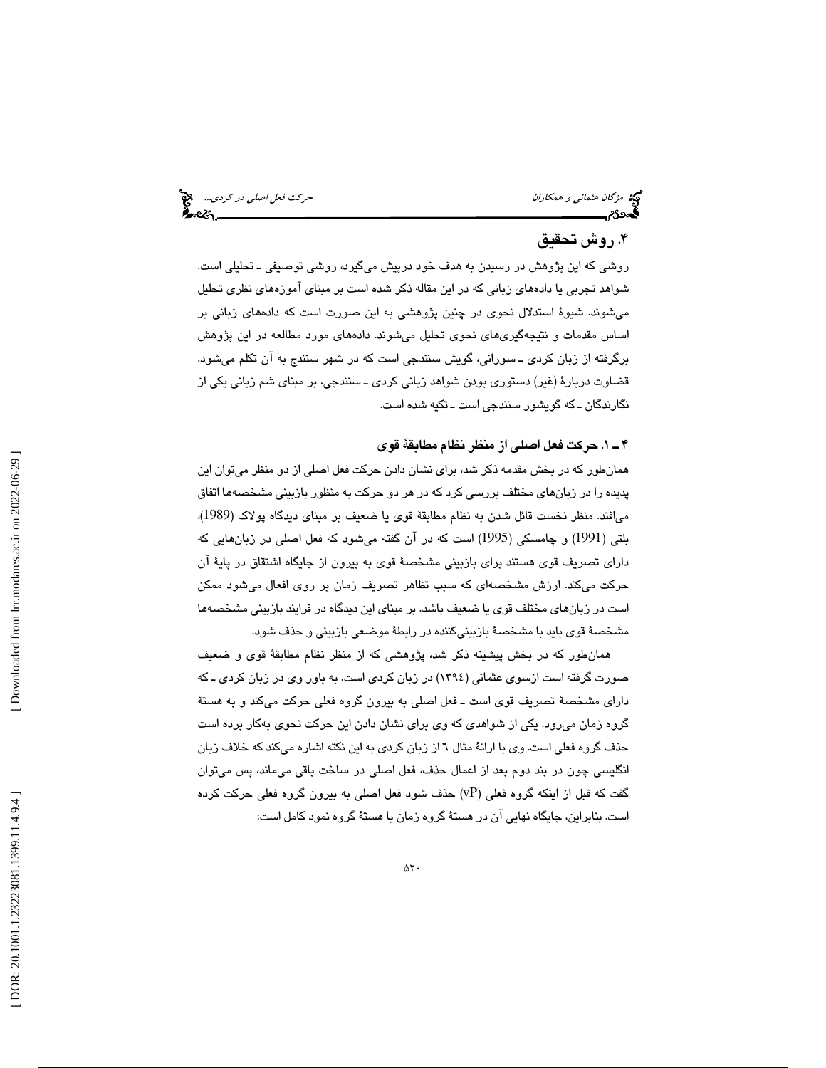## ۴. روش تحقیق

روشی که این پژوهش در رسیدن به هدف خود درپیش می‌گیرد، روشی توصیفی ـ تحلیلی است. شواهد تجربی یا داده‌های زبانی که در این مقاله ذکر شده است بر مبنای آموزه‌های نظری تحلیل می‌شوند. شیوهٔ استدلال نحوی در چنین پژوهشی به این صورت است که داده‌های زبانی بر اساس مقدمات و نتیجه‌گیری‌های نحوی تحلیل می‌شوند. داده‌های مورد مطالعه در این پژوهش برگرفته از زبان کردی ـ سورانی، گویش سنندجی است که در شهر سنندج به آن تکلم می‌شود. قضاوت دربارهٔ (غیر) دستوری بودن شواهد زبانی کردی ـ سنندجی، بر مبنای شم زبانی یکی از نگارندگان ـ که گویشور سنندجی است ـ تکیه شده است.

### ۴ ـ ۱. حرکت فعل اصلی از منظر نظام مطابقهٔ قوی

همان‌طور که در بخش مقدمه ذکر شد، برای نشان دادن حرکت فعل اصلی از دو منظر می‌توان این پدیده را در زبان‌های مختلف بررسی کرد که در هر دو حرکت به منظور بازبینی مشخصه‌ها اتفاق می‌افتد. منظر نخست قائل شدن به نظام مطابقهٔ قوی یا ضعیف بر مبنای دیدگاه پولاک (1989)، بلتی (1991) و چامسکی (1995) است که در آن گفته می‌شود که فعل اصلی در زبان‌هایی که دارای تصریف قوی هستند برای بازبینی مشخصهٔ قوی به بیرون از جایگاه اشتقاق در پایهٔ آن حرکت می‌کند. ارزش مشخصه‌ای که سبب تظاهر تصریف زمان بر روی افعال می‌شود ممکن است در زبان‌های مختلف قوی یا ضعیف باشد. بر مبنای این دیدگاه در فرایند بازبینی مشخصه‌ها مشخصهٔ قوی باید با مشخصهٔ بازبینی‌کننده در رابطهٔ موضعی بازبینی و حذف شود.

همان‌طور که در بخش پیشینه ذکر شد، پژوهشی که از منظر نظام مطابقهٔ قوی و ضعیف صورت گرفته است ازسوی عثمانی (۱۳۹٤) در زبان کردی است. به باور وی در زبان کردی ـ که دارای مشخصهٔ تصریف قوی است ـ فعل اصلی به بیرون گروه فعلی حرکت می‌کند و به هستهٔ گروه زمان می‌رود. یکی از شواهدی که وی برای نشان دادن این حرکت نحوی به‌کار برده است حذف گروه فعلی است. وی با ارائهٔ مثال ٦ از زبان کردی به این نکته اشاره می‌کند که خلاف زبان انگلیسی چون در بند دوم بعد از اعمال حذف، فعل اصلی در ساخت باقی می‌ماند، پس می‌توان گفت که قبل از اینکه گروه فعلی (vP) حذف شود فعل اصلی به بیرون گروه فعلی حرکت کرده است. بنابراین، جایگاه نهایی آن در هستهٔ گروه زمان یا هستهٔ گروه نمود کامل است: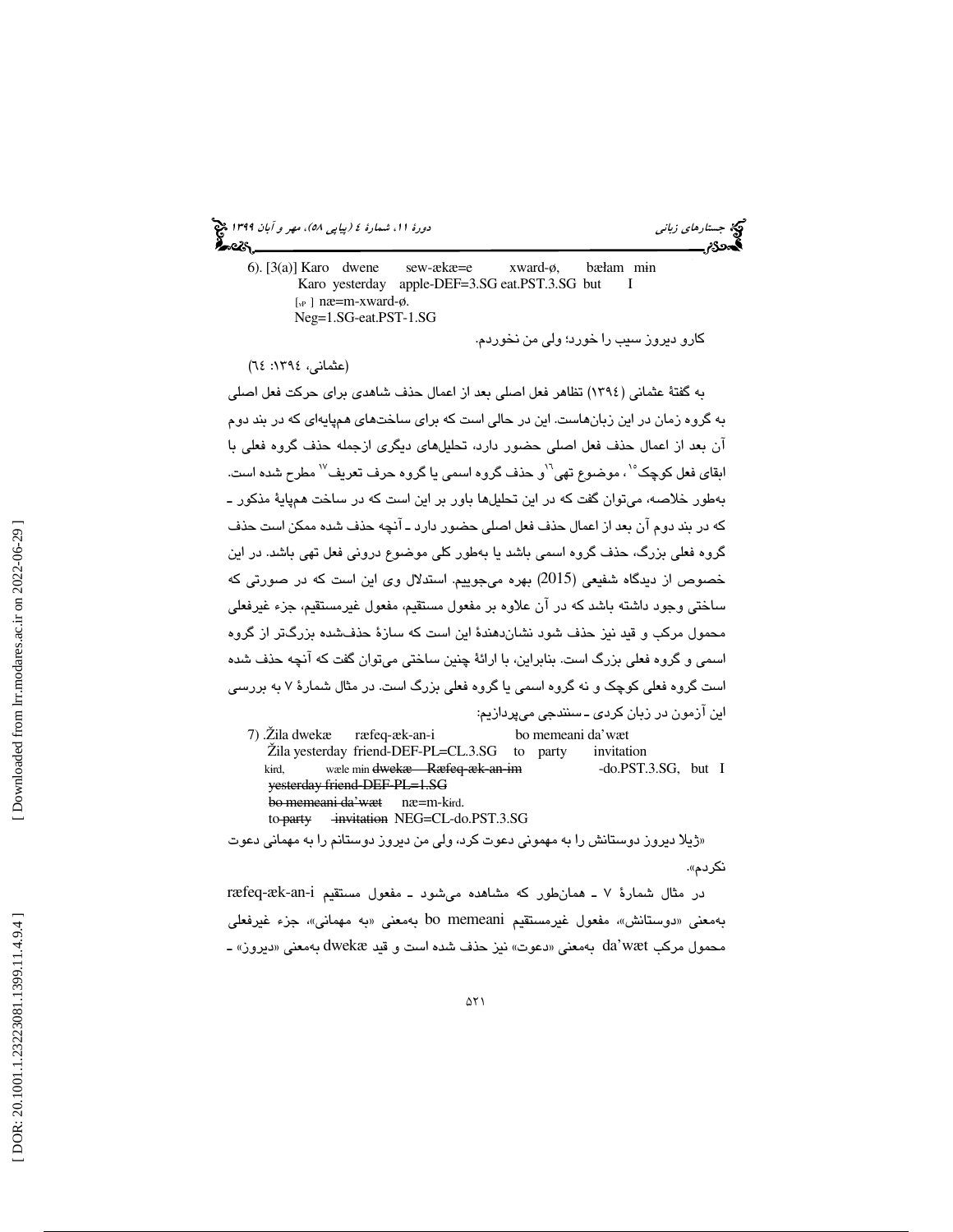6). [3(a)] Karo dwene sew-ækæ=e xward-ø, bæɫam min
Karo yesterday apple-DEF=3.SG eat.PST.3.SG but I
[vP ] næ=m-xward-ø.
Neg=1.SG-eat.PST-1.SG

کارو دیروز سیب را خورد؛ ولی من نخوردم.

(عثمانی، ١٣٩٤: ٦٤)

به گفتهٔ عثمانی (١٣٩٤) تظاهر فعل اصلی بعد از اعمال حذف شاهدی برای حرکت فعل اصلی به گروه زمان در این زبان‌هاست. این در حالی است که برای ساخت‌های هم‌پایه‌ای که در بند دوم آن بعد از اعمال حذف فعل اصلی حضور دارد، تحلیل‌های دیگری ازجمله حذف گروه فعلی با ابقای فعل کوچک[15]، موضوع تهی[16]و حذف گروه اسمی یا گروه حرف تعریف[17] مطرح شده است. به‌طور خلاصه، می‌توان گفت که در این تحلیل‌ها باور بر این است که در ساخت هم‌پایهٔ مذکور ـ که در بند دوم آن بعد از اعمال حذف فعل اصلی حضور دارد ـ آنچه حذف شده ممکن است حذف گروه فعلی بزرگ، حذف گروه اسمی باشد یا به‌طور کلی موضوع درونی فعل تهی باشد. در این خصوص از دیدگاه شفیعی (2015) بهره می‌جوییم. استدلال وی این است که در صورتی که ساختی وجود داشته باشد که در آن علاوه بر مفعول مستقیم، مفعول غیرمستقیم، جزء غیرفعلی محمول مرکب و قید نیز حذف شود نشان‌دهندهٔ این است که سازهٔ حذف‌شده بزرگ‌تر از گروه اسمی و گروه فعلی بزرگ است. بنابراین، با ارائهٔ چنین ساختی می‌توان گفت که آنچه حذف شده است گروه فعلی کوچک و نه گروه اسمی یا گروه فعلی بزرگ است. در مثال شمارهٔ ٧ به بررسی این آزمون در زبان کردی ـ سنندجی می‌پردازیم:

7) .Žila dwekæ ræfeq-æk-an-i bo memeani da'wæt
Žila yesterday friend-DEF-PL=CL.3.SG to party invitation
kird, wæle min ~~dwekæ Ræfeq-æk-an-im~~ -do.PST.3.SG, but I
~~yesterday friend-DEF-PL=1.SG~~
~~bo memeani da'wæt~~ næ=m-kird.
to ~~party~~ ~~invitation~~ NEG=CL-do.PST.3.SG

«ژیلا دیروز دوستانش را به مهمونی دعوت کرد، ولی من دیروز دوستانم را به مهمانی دعوت نکردم».

در مثال شمارهٔ ٧ ـ همان‌طور که مشاهده می‌شود ـ مفعول مستقیم ræfeq-æk-an-i به‌معنی «دوستانش»، مفعول غیرمستقیم bo memeani به‌معنی «به مهمانی»، جزء غیرفعلی محمول مرکب da'wæt به‌معنی «دعوت» نیز حذف شده است و قید dwekæ به‌معنی «دیروز» ـ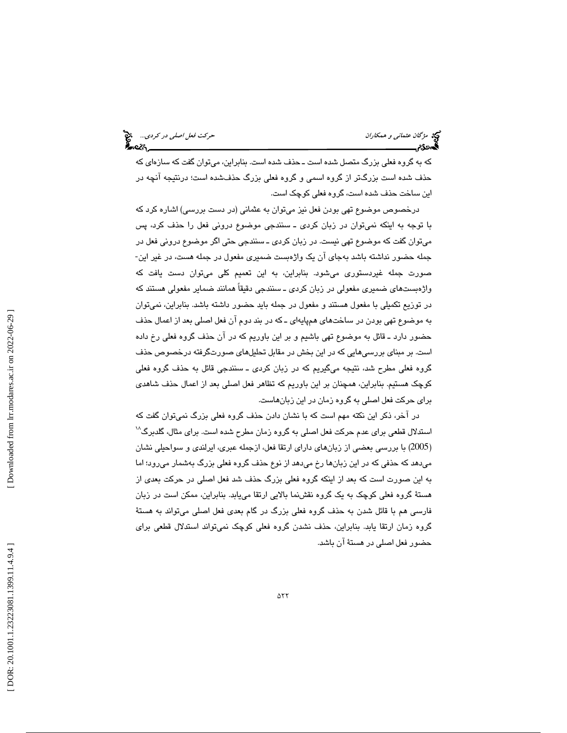که به گروه فعلی بزرگ متصل شده است ـ حذف شده است. بنابراین، می‌توان گفت که سازه‌ای که حذف شده است بزرگ‌تر از گروه اسمی و گروه فعلی بزرگ حذف‌شده است؛ درنتیجه آنچه در این ساخت حذف شده است، گروه فعلی کوچک است.

درخصوص موضوع تهی بودن فعل نیز می‌توان به عثمانی (در دست بررسی) اشاره کرد که با توجه به اینکه نمی‌توان در زبان کردی ـ سنندجی موضوع درونی فعل را حذف کرد، پس می‌توان گفت که موضوع تهی نیست. در زبان کردی ـ سنندجی حتی اگر موضوع درونی فعل در جمله حضور نداشته باشد به‌جای آن یک واژه‌بست ضمیری مفعول در جمله هست، در غیر این‌صورت جمله غیردستوری می‌شود. بنابراین، به این تعمیم کلی می‌توان دست یافت که واژه‌بست‌های ضمیری مفعولی در زبان کردی ـ سنندجی دقیقاً مانند ضمایر مفعولی هستند که در توزیع تکمیلی با مفعول هستند و مفعول در جمله باید حضور داشته باشد. بنابراین، نمی‌توان به موضوع تهی بودن در ساخت‌های هم‌پایه‌ای ـ که در بند دوم آن فعل اصلی بعد از اعمال حذف حضور دارد ـ قائل به موضوع تهی باشیم و بر این باوریم که در آن حذف گروه فعلی رخ داده است. بر مبنای بررسی‌هایی که در این بخش در مقابل تحلیل‌های صورت‌گرفته درخصوص حذف گروه فعلی مطرح شد، نتیجه می‌گیریم که در زبان کردی ـ سنندجی قائل به حذف گروه فعلی کوچک هستیم. بنابراین، همچنان بر این باوریم که تظاهر فعل اصلی بعد از اعمال حذف شاهدی برای حرکت فعل اصلی به گروه زمان در این زبان‌هاست.

در آخر، ذکر این نکته مهم است که با نشان دادن حذف گروه فعلی بزرگ نمی‌توان گفت که استدلال قطعی برای عدم حرکت فعل اصلی به گروه زمان مطرح شده است. برای مثال، گلدبرگ[18] (2005) با بررسی بعضی از زبان‌های دارای ارتقا فعل، ازجمله عبری، ایرلندی و سواحیلی نشان می‌دهد که حذفی که در این زبان‌ها رخ می‌دهد از نوع حذف گروه فعلی بزرگ به‌شمار می‌رود؛ اما به این صورت است که بعد از اینکه گروه فعلی بزرگ حذف شد فعل اصلی در حرکت بعدی از هستهٔ گروه فعلی کوچک به یک گروه نقش‌نما بالایی ارتقا می‌یابد. بنابراین، ممکن است در زبان فارسی هم با قائل شدن به حذف گروه فعلی بزرگ در گام بعدی فعل اصلی می‌تواند به هستهٔ گروه زمان ارتقا یابد. بنابراین، حذف نشدن گروه فعلی کوچک نمی‌تواند استدلال قطعی برای حضور فعل اصلی در هستهٔ آن باشد.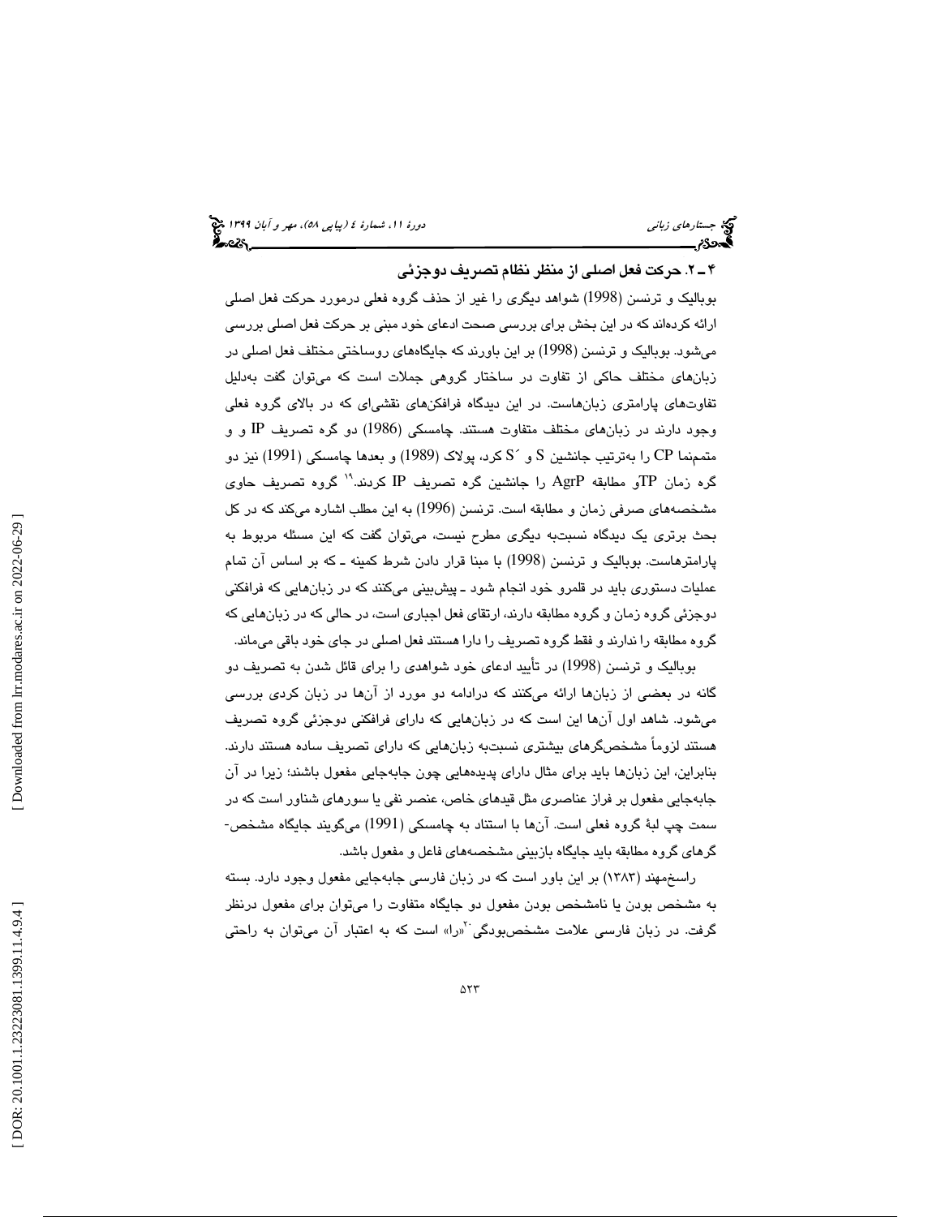## ۴ ـ ۲. حرکت فعل اصلی از منظر نظام تصریف دوجزئی

بوبالیک و ترنسن (1998) شواهد دیگری را غیر از حذف گروه فعلی درمورد حرکت فعل اصلی ارائه کرده‌اند که در این بخش برای بررسی صحت ادعای خود مبنی بر حرکت فعل اصلی بررسی می‌شود. بوبالیک و ترنسن (1998) بر این باورند که جایگاه‌های روساختی مختلف فعل اصلی در زبان‌های مختلف حاکی از تفاوت در ساختار گروهی جملات است که می‌توان گفت به‌دلیل تفاوت‌های پارامتری زبان‌هاست. در این دیدگاه فرافکن‌های نقشی‌ای که در بالای گروه فعلی وجود دارند در زبان‌های مختلف متفاوت هستند. چامسکی (1986) دو گره تصریف IP و و متمم‌نما CP را به‌ترتیب جانشین S و ´S کرد، پولاک (1989) و بعدها چامسکی (1991) نیز دو گره زمان TPو مطابقه AgrP را جانشین گره تصریف IP کردند.[۱۹] گروه تصریف حاوی مشخصه‌های صرفی زمان و مطابقه است. ترنسن (1996) به این مطلب اشاره می‌کند که در کل بحث برتری یک دیدگاه نسبت‌به دیگری مطرح نیست، می‌توان گفت که این مسئله مربوط به پارامترهاست. بوبالیک و ترنسن (1998) با مبنا قرار دادن شرط کمینه ـ که بر اساس آن تمام عملیات دستوری باید در قلمرو خود انجام شود ـ پیش‌بینی می‌کنند که در زبان‌هایی که فرافکنی دوجزئی گروه زمان و گروه مطابقه دارند، ارتقای فعل اجباری است، در حالی که در زبان‌هایی که گروه مطابقه را ندارند و فقط گروه تصریف را دارا هستند فعل اصلی در جای خود باقی می‌ماند.

بوبالیک و ترنسن (1998) در تأیید ادعای خود شواهدی را برای قائل شدن به تصریف دو گانه در بعضی از زبان‌ها ارائه می‌کنند که درادامه دو مورد از آن‌ها در زبان کردی بررسی می‌شود. شاهد اول آن‌ها این است که در زبان‌هایی که دارای فرافکنی دوجزئی گروه تصریف هستند لزوماً مشخص‌گرهای بیشتری نسبت‌به زبان‌هایی که دارای تصریف ساده هستند دارند. بنابراین، این زبان‌ها باید برای مثال دارای پدیده‌هایی چون جابه‌جایی مفعول باشند؛ زیرا در آن جابه‌جایی مفعول بر فراز عناصری مثل قیدهای خاص، عنصر نفی یا سورهای شناور است که در سمت چپ لبهٔ گروه فعلی است. آن‌ها با استناد به چامسکی (1991) می‌گویند جایگاه مشخص‌گرهای گروه مطابقه باید جایگاه بازبینی مشخصه‌های فاعل و مفعول باشد.

راسخ‌مهند (۱۳۸۳) بر این باور است که در زبان فارسی جابه‌جایی مفعول وجود دارد. بسته به مشخص بودن یا نامشخص بودن مفعول دو جایگاه متفاوت را می‌توان برای مفعول درنظر گرفت. در زبان فارسی علامت مشخص‌بودگی[۲۰]«را» است که به اعتبار آن می‌توان به راحتی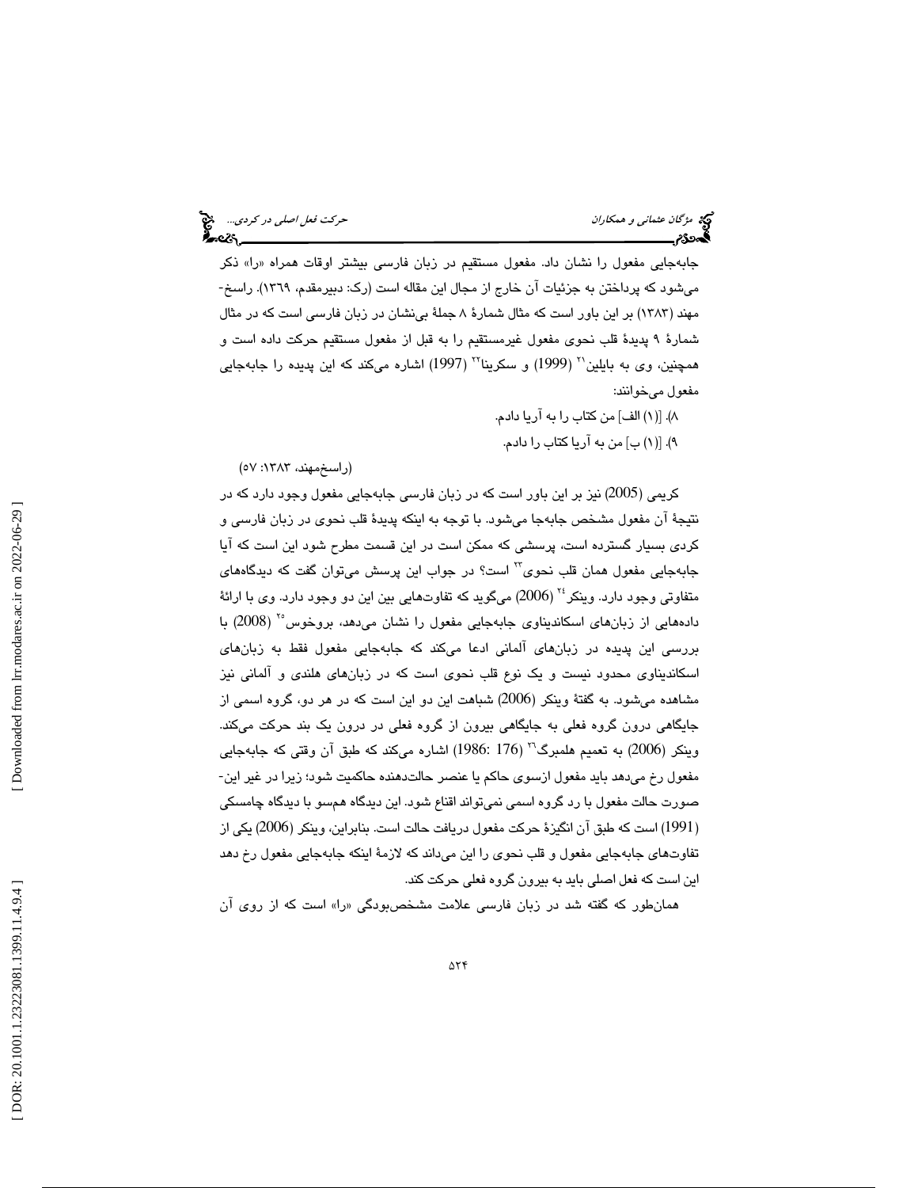جابه‌جایی مفعول را نشان داد. مفعول مستقیم در زبان فارسی بیشتر اوقات همراه «را» ذکر می‌شود که پرداختن به جزئیات آن خارج از مجال این مقاله است (رک: دبیرمقدم، ۱۳۶۹). راسخ‌مهند (۱۳۸۳) بر این باور است که مثال شمارهٔ ۸ جملهٔ بی‌نشان در زبان فارسی است که در مثال شمارهٔ ۹ پدیدهٔ قلب نحوی مفعول غیرمستقیم را به قبل از مفعول مستقیم حرکت داده است و همچنین، وی به بایلین[21] (1999) و سکرینا[22] (1997) اشاره می‌کند که این پدیده را جابه‌جایی مفعول می‌خوانند:

۸). [(۱) الف] من کتاب را به آریا دادم.

۹). [(۱) ب] من به آریا کتاب را دادم.

(راسخ‌مهند، ۱۳۸۳: ۵۷)

کریمی (2005) نیز بر این باور است که در زبان فارسی جابه‌جایی مفعول وجود دارد که در نتیجهٔ آن مفعول مشخص جابه‌جا می‌شود. با توجه به اینکه پدیدهٔ قلب نحوی در زبان فارسی و کردی بسیار گسترده است، پرسشی که ممکن است در این قسمت مطرح شود این است که آیا جابه‌جایی مفعول همان قلب نحوی[23] است؟ در جواب این پرسش می‌توان گفت که دیدگاه‌های متفاوتی وجود دارد. وینکر[24] (2006) می‌گوید که تفاوت‌هایی بین این دو وجود دارد. وی با ارائهٔ داده‌هایی از زبان‌های اسکاندیناوی جابه‌جایی مفعول را نشان می‌دهد، بروخوس[25] (2008) با بررسی این پدیده در زبان‌های آلمانی ادعا می‌کند که جابه‌جایی مفعول فقط به زبان‌های اسکاندیناوی محدود نیست و یک نوع قلب نحوی است که در زبان‌های هلندی و آلمانی نیز مشاهده می‌شود. به گفتهٔ وینکر (2006) شباهت این دو این است که در هر دو، گروه اسمی از جایگاهی درون گروه فعلی به جایگاهی بیرون از گروه فعلی در درون یک بند حرکت می‌کند. وینکر (2006) به تعمیم هلمبرگ[26] (176 :1986) اشاره می‌کند که طبق آن وقتی که جابه‌جایی مفعول رخ می‌دهد باید مفعول ازسوی حاکم یا عنصر حالت‌دهنده حاکمیت شود؛ زیرا در غیر این‌صورت حالت مفعول با رد گروه اسمی نمی‌تواند اقناع شود. این دیدگاه هم‌سو با دیدگاه چامسکی (1991) است که طبق آن انگیزهٔ حرکت مفعول دریافت حالت است. بنابراین، وینکر (2006) یکی از تفاوت‌های جابه‌جایی مفعول و قلب نحوی را این می‌داند که لازمهٔ اینکه جابه‌جایی مفعول رخ دهد این است که فعل اصلی باید به بیرون گروه فعلی حرکت کند.

همان‌طور که گفته شد در زبان فارسی علامت مشخص‌بودگی «را» است که از روی آن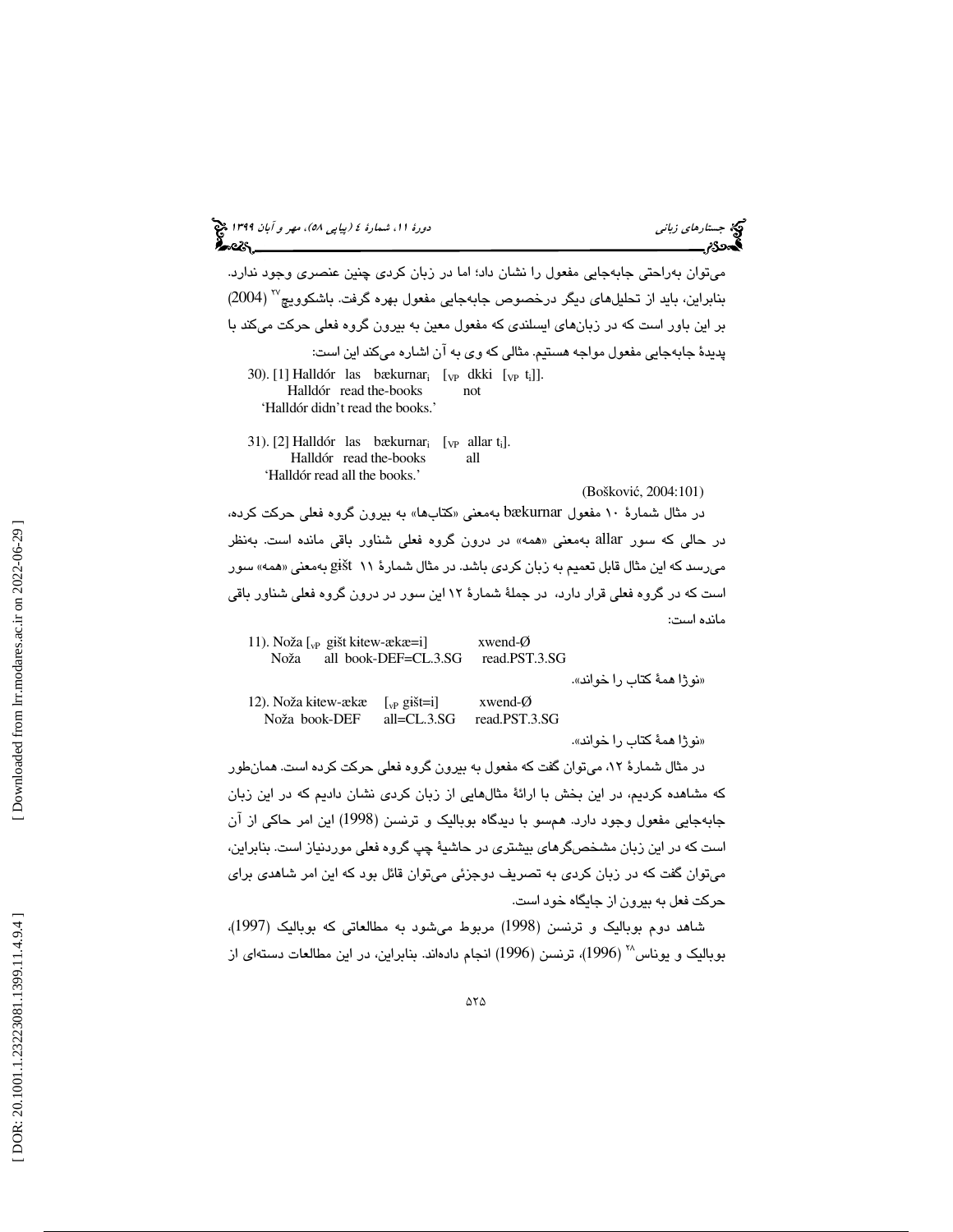می‌توان به‌راحتی جابه‌جایی مفعول را نشان داد؛ اما در زبان کردی چنین عنصری وجود ندارد. بنابراین، باید از تحلیل‌های دیگر درخصوص جابه‌جایی مفعول بهره گرفت. باشکوویچ[27] (2004) بر این باور است که در زبان‌های ایسلندی که مفعول معین به بیرون گروه فعلی حرکت می‌کند با پدیدهٔ جابه‌جایی مفعول مواجه هستیم. مثالی که وی به آن اشاره می‌کند این است:

30). [1] Halldór las bækurnar$_i$ [$_{VP}$ dkki [$_{VP}$ t$_i$]].
Halldór read the-books not
'Halldór didn't read the books.'

31). [2] Halldór las bækurnar$_i$ [$_{VP}$ allar t$_i$].
Halldór read the-books all
'Halldór read all the books.'

(Bošković, 2004:101)

در مثال شمارهٔ ۱۰ مفعول bækurnar به‌معنی «کتاب‌ها» به بیرون گروه فعلی حرکت کرده، در حالی که سور allar به‌معنی «همه» در درون گروه فعلی شناور باقی مانده است. به‌نظر می‌رسد که این مثال قابل تعمیم به زبان کردی باشد. در مثال شمارهٔ ۱۱ gišt به‌معنی «همه» سور است که در گروه فعلی قرار دارد، در جملهٔ شمارهٔ ۱۲ این سور در درون گروه فعلی شناور باقی مانده است:

11). Noža [$_{vP}$ gišt kitew-ækæ=i] xwend-Ø
Noža all book-DEF=CL.3.SG read.PST.3.SG

«نوژا همهٔ کتاب را خواند».

12). Noža kitew-ækæ [$_{vP}$ gišt=i] xwend-Ø
Noža book-DEF all=CL.3.SG read.PST.3.SG

«نوژا همهٔ کتاب را خواند».

در مثال شمارهٔ ۱۲، می‌توان گفت که مفعول به بیرون گروه فعلی حرکت کرده است. همان‌طور که مشاهده کردیم، در این بخش با ارائهٔ مثال‌هایی از زبان کردی نشان دادیم که در این زبان جابه‌جایی مفعول وجود دارد. هم‌سو با دیدگاه بوبالیک و ترنسن (1998) این امر حاکی از آن است که در این زبان مشخص‌گرهای بیشتری در حاشیهٔ چپ گروه فعلی موردنیاز است. بنابراین، می‌توان گفت که در زبان کردی به تصریف دوجزئی می‌توان قائل بود که این امر شاهدی برای حرکت فعل به بیرون از جایگاه خود است.

شاهد دوم بوبالیک و ترنسن (1998) مربوط می‌شود به مطالعاتی که بوبالیک (1997)، بوبالیک و یوناس[28] (1996)، ترنسن (1996) انجام داده‌اند. بنابراین، در این مطالعات دسته‌ای از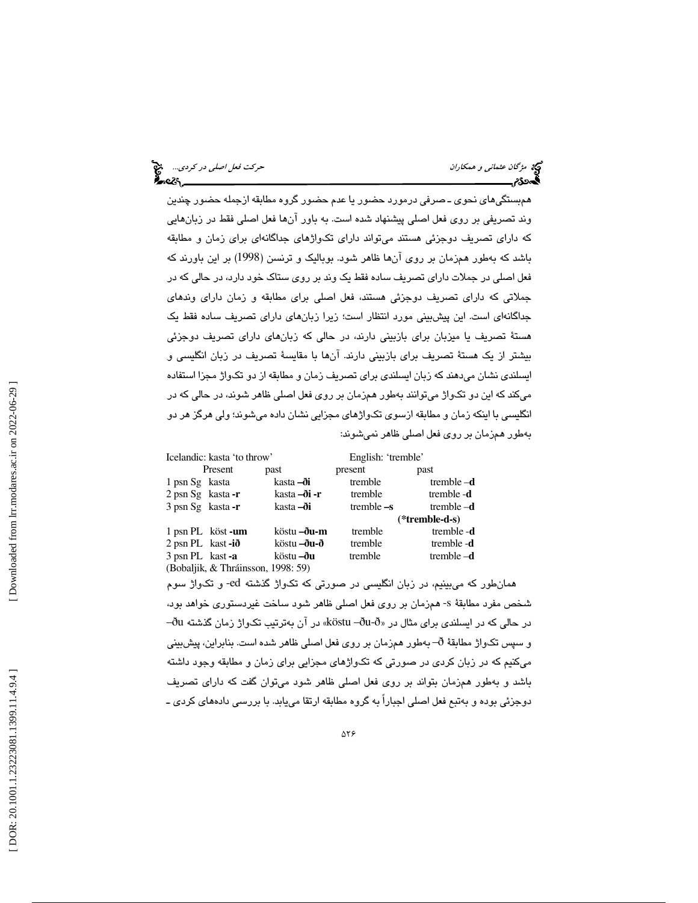هم‌بستگی‌های نحوی ـ صرفی درمورد حضور یا عدم حضور گروه مطابقه ازجمله حضور چندین وند تصریفی بر روی فعل اصلی پیشنهاد شده است. به باور آن‌ها فعل اصلی فقط در زبان‌هایی که دارای تصریف دوجزئی هستند می‌تواند دارای تکواژهای جداگانه‌ای برای زمان و مطابقه باشد که به‌طور هم‌زمان بر روی آن‌ها ظاهر شود. بوبالیک و ترنسن (1998) بر این باورند که فعل اصلی در جملات دارای تصریف ساده فقط یک وند بر روی ستاک خود دارد، در حالی که در جملاتی که دارای تصریف دوجزئی هستند، فعل اصلی برای مطابقه و زمان دارای وندهای جداگانه‌ای است. این پیش‌بینی مورد انتظار است؛ زیرا زبان‌های دارای تصریف ساده فقط یک هستهٔ تصریف یا میزبان برای بازبینی دارند، در حالی که زبان‌های دارای تصریف دوجزئی بیشتر از یک هستهٔ تصریف برای بازبینی دارند. آن‌ها با مقایسهٔ تصریف در زبان انگلیسی و ایسلندی نشان می‌دهند که زبان ایسلندی برای تصریف زمان و مطابقه از دو تکواژ مجزا استفاده می‌کند که این دو تکواژ می‌توانند به‌طور هم‌زمان بر روی فعل اصلی ظاهر شوند، در حالی که در انگلیسی با اینکه زمان و مطابقه ازسوی تکواژهای مجزایی نشان داده می‌شوند؛ ولی هرگز هر دو به‌طور هم‌زمان بر روی فعل اصلی ظاهر نمی‌شوند:

| | Icelandic: kasta 'to throw' | | English: 'tremble' | |
|---|---|---|---|---|
| | Present | past | present | past |
| 1 psn Sg | kasta | kasta **–ði** | tremble | tremble **–d** |
| 2 psn Sg | kasta **-r** | kasta **–ði -r** | tremble | tremble **-d** |
| 3 psn Sg | kasta **-r** | kasta **–ði** | tremble **–s** | tremble **–d** |
| | | | | **(*tremble-d-s)** |
| 1 psn PL | köst **-um** | köstu **–ðu-m** | tremble | tremble **-d** |
| 2 psn PL | kast **-ið** | köstu **–ðu-ð** | tremble | tremble **-d** |
| 3 psn PL | kast **-a** | köstu **–ðu** | tremble | tremble **–d** |

(Bobaljik, & Thráinsson, 1998: 59)

همان‌طور که می‌بینیم، در زبان انگلیسی در صورتی که تکواژ گذشته ed- و تکواژ سوم شخص مفرد مطابقهٔ s- هم‌زمان بر روی فعل اصلی ظاهر شود ساخت غیردستوری خواهد بود، در حالی که در ایسلندی برای مثال در «köstu –ðu-ð» در آن به‌ترتیب تکواژ زمان گذشته ðu– و سپس تکواژ مطابقهٔ ð– به‌طور هم‌زمان بر روی فعل اصلی ظاهر شده است. بنابراین، پیش‌بینی می‌کنیم که در زبان کردی در صورتی که تکواژهای مجزایی برای زمان و مطابقه وجود داشته باشد و به‌طور هم‌زمان بتواند بر روی فعل اصلی ظاهر شود می‌توان گفت که دارای تصریف دوجزئی بوده و به‌تبع فعل اصلی اجباراً به گروه مطابقه ارتقا می‌یابد. با بررسی داده‌های کردی ـ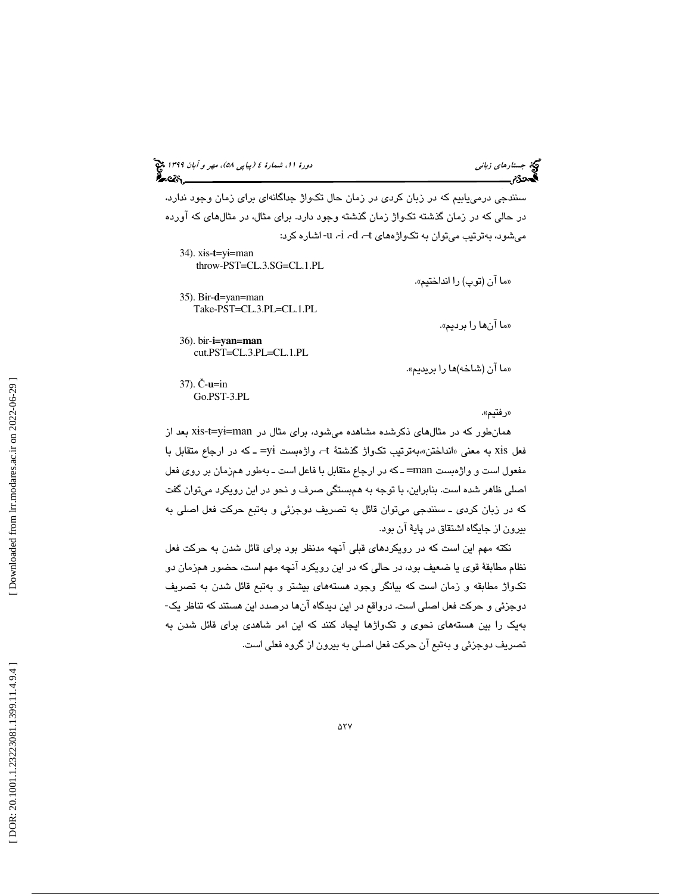سنندجی درمی‌یابیم که در زبان کردی در زمان حال تکواژ جداگانه‌ای برای زمان وجود ندارد، در حالی که در زمان گذشته تکواژ زمان گذشته وجود دارد. برای مثال، در مثال‌های که آورده می‌شود، به‌ترتیب می‌توان به تکواژهای t-، d-، i-، u- اشاره کرد:

34). xis-**t**=yi=man
throw-PST=CL.3.SG=CL.1.PL

«ما آن (توپ) را انداختیم».

35). Bir-**d**=yan=man
Take-PST=CL.3.PL=CL.1.PL

«ما آن‌ها را بردیم».

36). bir-**i=yan=man**
cut.PST=CL.3.PL=CL.1.PL

«ما آن (شاخه)ها را بریدیم».

37). Č-**u**=in
Go.PST-3.PL

«رفتیم».

همان‌طور که در مثال‌های ذکرشده مشاهده می‌شود، برای مثال در xɨs-t=yɨ=man بعد از فعل xɨs به معنی «انداختن»،به‌ترتیب تکواژ گذشتهٔ t-، واژه‌بست yɨ= ـ که در ارجاع متقابل با مفعول است و واژه‌بست man= ـ که در ارجاع متقابل با فاعل است ـ به‌طور هم‌زمان بر روی فعل اصلی ظاهر شده است. بنابراین، با توجه به هم‌بستگی صرف و نحو در این رویکرد می‌توان گفت که در زبان کردی ـ سنندجی می‌توان قائل به تصریف دوجزئی و به‌تبع حرکت فعل اصلی به بیرون از جایگاه اشتقاق در پایهٔ آن بود.

نکته مهم این است که در رویکردهای قبلی آنچه مدنظر بود برای قائل شدن به حرکت فعل نظام مطابقهٔ قوی یا ضعیف بود، در حالی که در این رویکرد آنچه مهم است، حضور هم‌زمان دو تکواژ مطابقه و زمان است که بیانگر وجود هسته‌های بیشتر و به‌تبع قائل شدن به تصریف دوجزئی و حرکت فعل اصلی است. درواقع در این دیدگاه آن‌ها درصدد این هستند که تناظر یک-به‌یک را بین هسته‌های نحوی و تکواژها ایجاد کنند که این امر شاهدی برای قائل شدن به تصریف دوجزئی و به‌تبع آن حرکت فعل اصلی به بیرون از گروه فعلی است.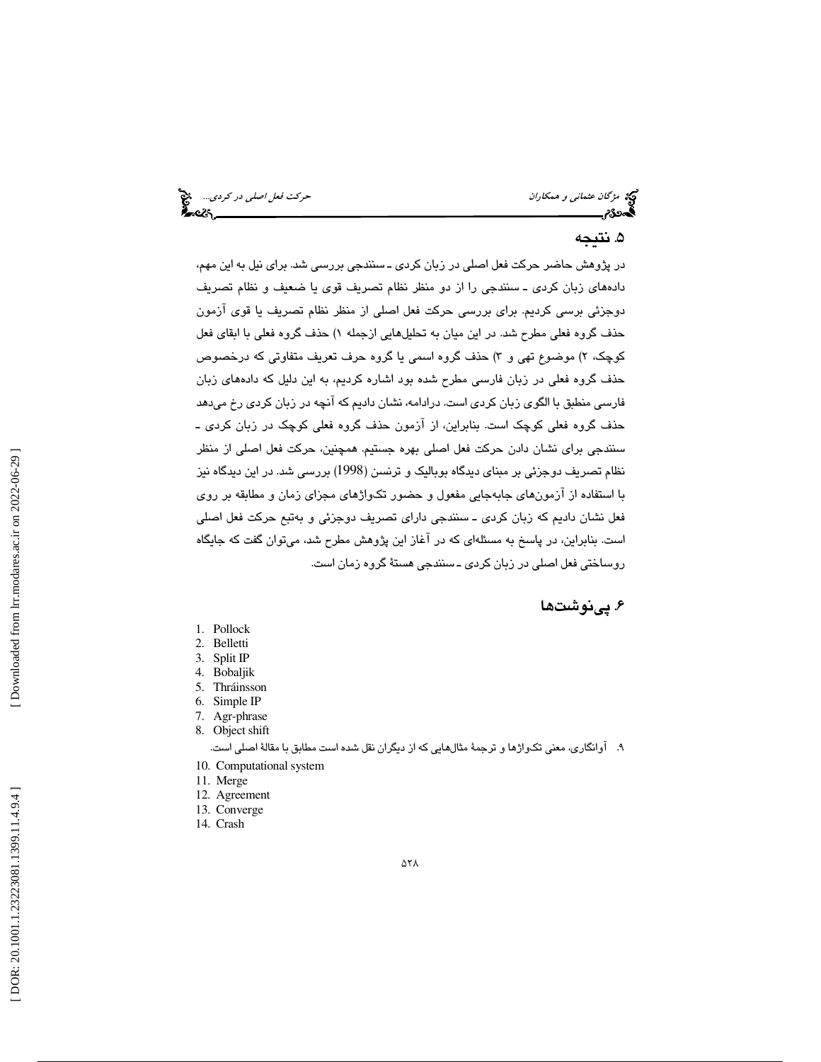## ۵. نتیجه

در پژوهش حاضر حرکت فعل اصلی در زبان کردی ـ سنندجی بررسی شد. برای نیل به این مهم، داده‌های زبان کردی ـ سنندجی را از دو منظر نظام تصریف قوی یا ضعیف و نظام تصریف دوجزئی بررسی کردیم. برای بررسی حرکت فعل اصلی از منظر نظام تصریف یا قوی آزمون حذف گروه فعلی مطرح شد. در این میان به تحلیل‌هایی ازجمله ۱) حذف گروه فعلی با ابقای فعل کوچک، ۲) موضوع تهی و ۳) حذف گروه اسمی یا گروه حرف تعریف متفاوتی که درخصوص حذف گروه فعلی در زبان فارسی مطرح شده بود اشاره کردیم، به این دلیل که داده‌های زبان فارسی منطبق با الگوی زبان کردی است. درادامه، نشان دادیم که آنچه در زبان کردی رخ می‌دهد حذف گروه فعلی کوچک است. بنابراین، از آزمون حذف گروه فعلی کوچک در زبان کردی ـ سنندجی برای نشان دادن حرکت فعل اصلی بهره جستیم. همچنین، حرکت فعل اصلی از منظر نظام تصریف دوجزئی بر مبنای دیدگاه بوبالیک و ترنسن (1998) بررسی شد. در این دیدگاه نیز با استفاده از آزمون‌های جابه‌جایی مفعول و حضور تکواژهای مجزای زمان و مطابقه بر روی فعل نشان دادیم که زبان کردی ـ سنندجی دارای تصریف دوجزئی و به‌تبع حرکت فعل اصلی است. بنابراین، در پاسخ به مسئله‌ای که در آغاز این پژوهش مطرح شد، می‌توان گفت که جایگاه روساختی فعل اصلی در زبان کردی ـ سنندجی هستهٔ گروه زمان است.

## ۶. پی‌نوشت‌ها

1. Pollock
2. Belletti
3. Split IP
4. Bobaljik
5. Thráinsson
6. Simple IP
7. Agr-phrase
8. Object shift
9. آوانگاری، معنی تکواژها و ترجمهٔ مثال‌هایی که از دیگران نقل شده است مطابق با مقالهٔ اصلی است.
10. Computational system
11. Merge
12. Agreement
13. Converge
14. Crash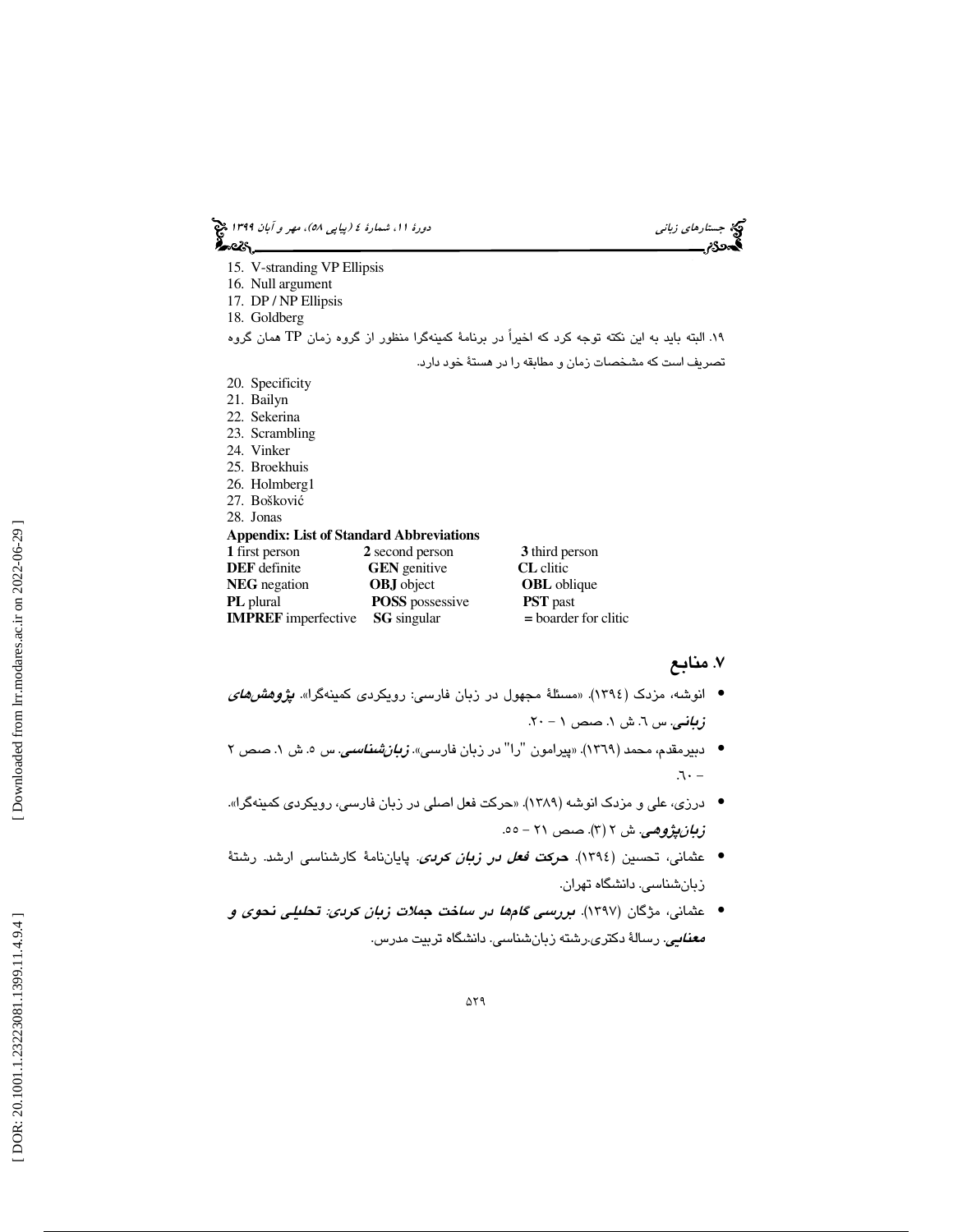15. V-stranding VP Ellipsis
16. Null argument
17. DP / NP Ellipsis
18. Goldberg

۱۹. البته باید به این نکته توجه کرد که اخیراً در برنامهٔ کمینه‌گرا منظور از گروه زمان TP همان گروه تصریف است که مشخصات زمان و مطابقه را در هستهٔ خود دارد.

20. Specificity
21. Bailyn
22. Sekerina
23. Scrambling
24. Vinker
25. Broekhuis
26. Holmberg1
27. Bošković
28. Jonas

**Appendix: List of Standard Abbreviations**

| | | |
|---|---|---|
| **1** first person | **2** second person | **3** third person |
| **DEF** definite | **GEN** genitive | **CL** clitic |
| **NEG** negation | **OBJ** object | **OBL** oblique |
| **PL** plural | **POSS** possessive | **PST** past |
| **IMPREF** imperfective | **SG** singular | **=** boarder for clitic |

## ۷. منابع

- انوشه، مزدک (۱۳۹٤). «مسئلهٔ مجهول در زبان فارسی: رویکردی کمینه‌گرا». ***پژوهش‌های زبانی***. س ٦. ش ۱. صص ۱ – ۲۰.
- دبیرمقدم، محمد (۱۳٦۹). «پیرامون "را" در زبان فارسی». ***زبان‌شناسی***. س ٥. ش ۱. صص ۲ – ٦۰.
- درزی، علی و مزدک انوشه (۱۳۸۹). «حرکت فعل اصلی در زبان فارسی، رویکردی کمینه‌گرا». ***زبان‌پژوهی***. ش ۲ (۳). صص ۲۱ – ٥٥.
- عثمانی، تحسین (۱۳۹٤). ***حرکت فعل در زبان کردی***. پایان‌نامهٔ کارشناسی ارشد. رشتهٔ زبان‌شناسی. دانشگاه تهران.
- عثمانی، مژگان (۱۳۹۷). ***بررسی گام‌ها در ساخت جملات زبان کردی: تحلیلی نحوی و معنایی***. رسالهٔ دکتری.رشته زبان‌شناسی. دانشگاه تربیت مدرس.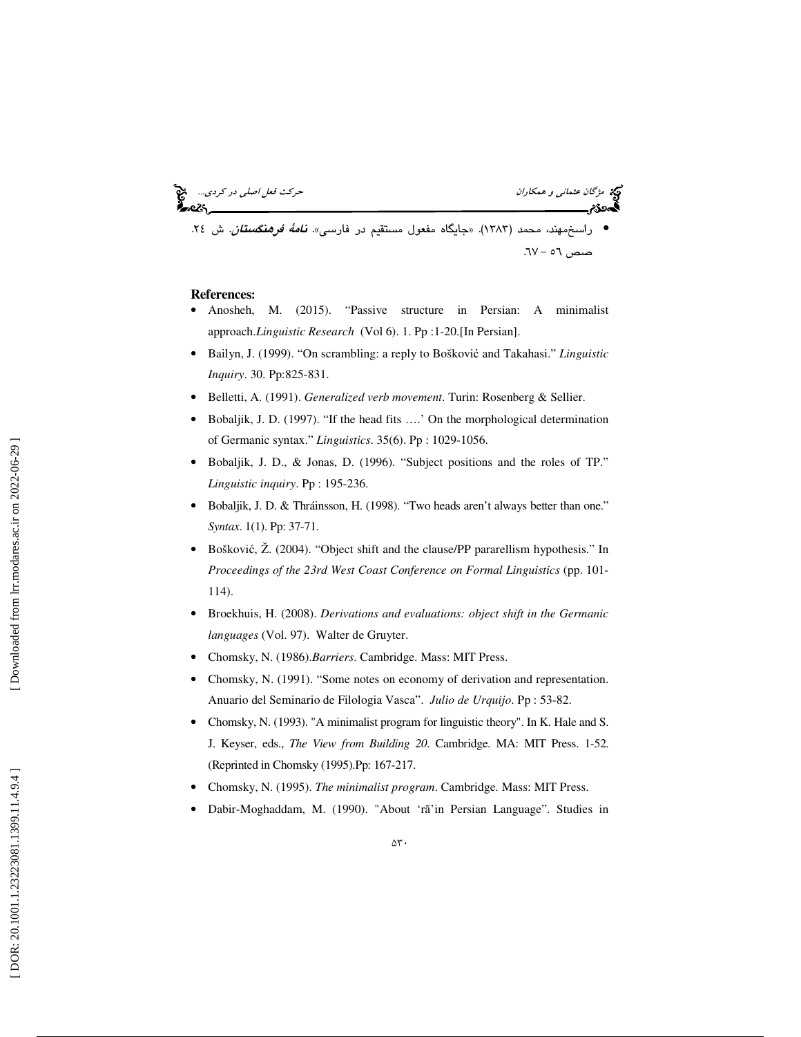- راسخ‌مهند، محمد (۱۳۸۳). «جایگاه مفعول مستقیم در فارسی». **نامهٔ فرهنگستان**. ش ۲٤. صص ٥٦ – ٦٧.

**References:**

- Anosheh, M. (2015). "Passive structure in Persian: A minimalist approach.*Linguistic Research* (Vol 6). 1. Pp :1-20.[In Persian].
- Bailyn, J. (1999). "On scrambling: a reply to Bošković and Takahasi." *Linguistic Inquiry*. 30. Pp:825-831.
- Belletti, A. (1991). *Generalized verb movement*. Turin: Rosenberg & Sellier.
- Bobaljik, J. D. (1997). "If the head fits ….' On the morphological determination of Germanic syntax." *Linguistics*. 35(6). Pp : 1029-1056.
- Bobaljik, J. D., & Jonas, D. (1996). "Subject positions and the roles of TP." *Linguistic inquiry*. Pp : 195-236.
- Bobaljik, J. D. & Thráinsson, H. (1998). "Two heads aren't always better than one." *Syntax*. 1(1). Pp: 37-71.
- Bošković, Ž. (2004). "Object shift and the clause/PP pararellism hypothesis." In *Proceedings of the 23rd West Coast Conference on Formal Linguistics* (pp. 101-114).
- Broekhuis, H. (2008). *Derivations and evaluations: object shift in the Germanic languages* (Vol. 97). Walter de Gruyter.
- Chomsky, N. (1986).*Barriers*. Cambridge. Mass: MIT Press.
- Chomsky, N. (1991). "Some notes on economy of derivation and representation. Anuario del Seminario de Filologia Vasca". *Julio de Urquijo*. Pp : 53-82.
- Chomsky, N. (1993). "A minimalist program for linguistic theory". In K. Hale and S. J. Keyser, eds., *The View from Building 20*. Cambridge. MA: MIT Press. 1-52. (Reprinted in Chomsky (1995).Pp: 167-217.
- Chomsky, N. (1995). *The minimalist program*. Cambridge. Mass: MIT Press.
- Dabir-Moghaddam, M. (1990). "About 'rā'in Persian Language". Studies in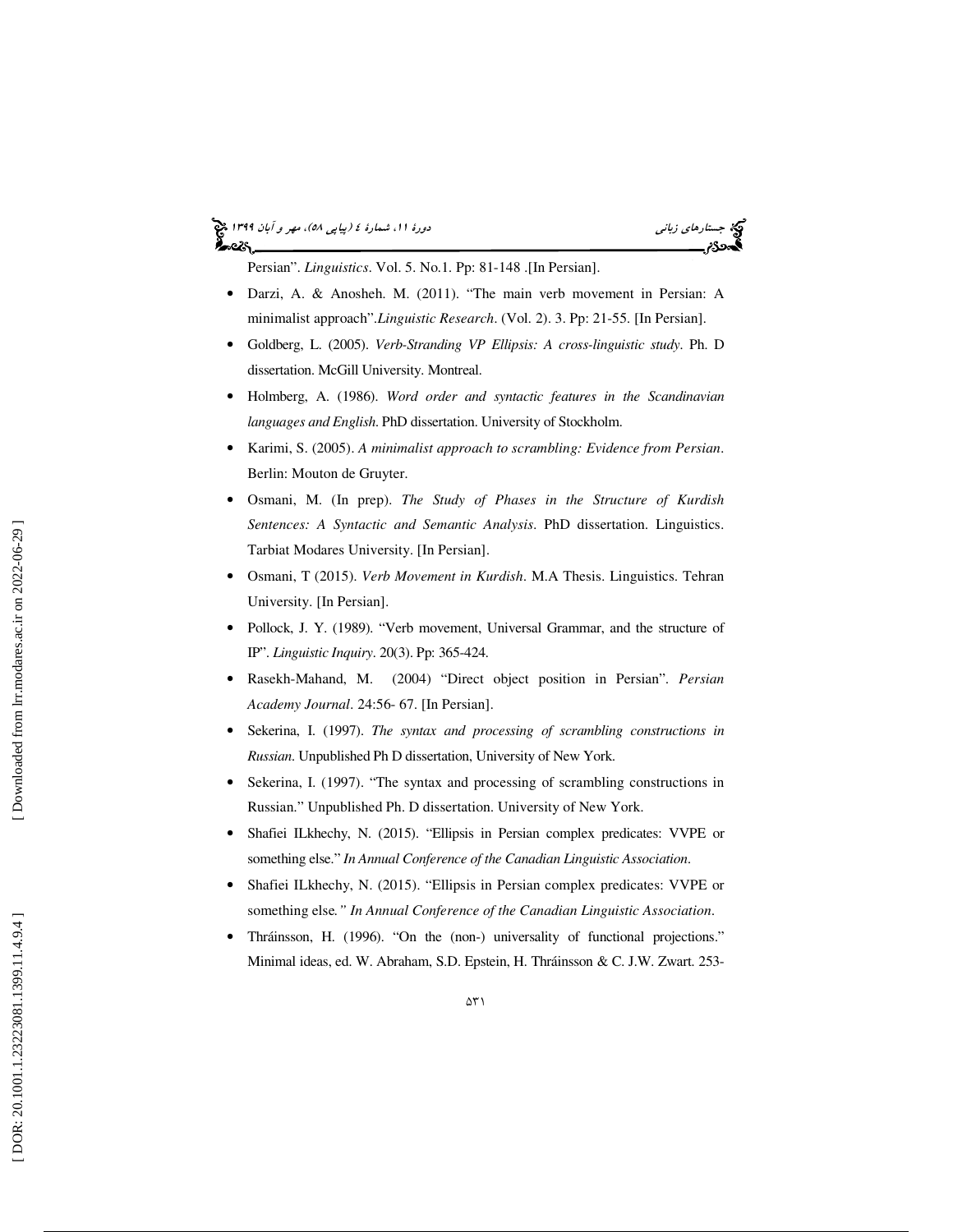Persian". *Linguistics*. Vol. 5. No.1. Pp: 81-148 .[In Persian].

- Darzi, A. & Anosheh. M. (2011). "The main verb movement in Persian: A minimalist approach".*Linguistic Research*. (Vol. 2). 3. Pp: 21-55. [In Persian].
- Goldberg, L. (2005). *Verb-Stranding VP Ellipsis: A cross-linguistic study*. Ph. D dissertation. McGill University. Montreal.
- Holmberg, A. (1986). *Word order and syntactic features in the Scandinavian languages and English*. PhD dissertation. University of Stockholm.
- Karimi, S. (2005). *A minimalist approach to scrambling: Evidence from Persian*. Berlin: Mouton de Gruyter.
- Osmani, M. (In prep). *The Study of Phases in the Structure of Kurdish Sentences: A Syntactic and Semantic Analysis*. PhD dissertation. Linguistics. Tarbiat Modares University. [In Persian].
- Osmani, T (2015). *Verb Movement in Kurdish*. M.A Thesis. Linguistics. Tehran University. [In Persian].
- Pollock, J. Y. (1989). "Verb movement, Universal Grammar, and the structure of IP". *Linguistic Inquiry*. 20(3). Pp: 365-424.
- Rasekh-Mahand, M. (2004) "Direct object position in Persian". *Persian Academy Journal*. 24:56- 67. [In Persian].
- Sekerina, I. (1997). *The syntax and processing of scrambling constructions in Russian*. Unpublished Ph D dissertation, University of New York.
- Sekerina, I. (1997). "The syntax and processing of scrambling constructions in Russian." Unpublished Ph. D dissertation. University of New York.
- Shafiei ILkhechy, N. (2015). "Ellipsis in Persian complex predicates: VVPE or something else." *In Annual Conference of the Canadian Linguistic Association*.
- Shafiei ILkhechy, N. (2015). "Ellipsis in Persian complex predicates: VVPE or something else." *In Annual Conference of the Canadian Linguistic Association*.
- Thráinsson, H. (1996). "On the (non-) universality of functional projections." Minimal ideas, ed. W. Abraham, S.D. Epstein, H. Thráinsson & C. J.W. Zwart. 253-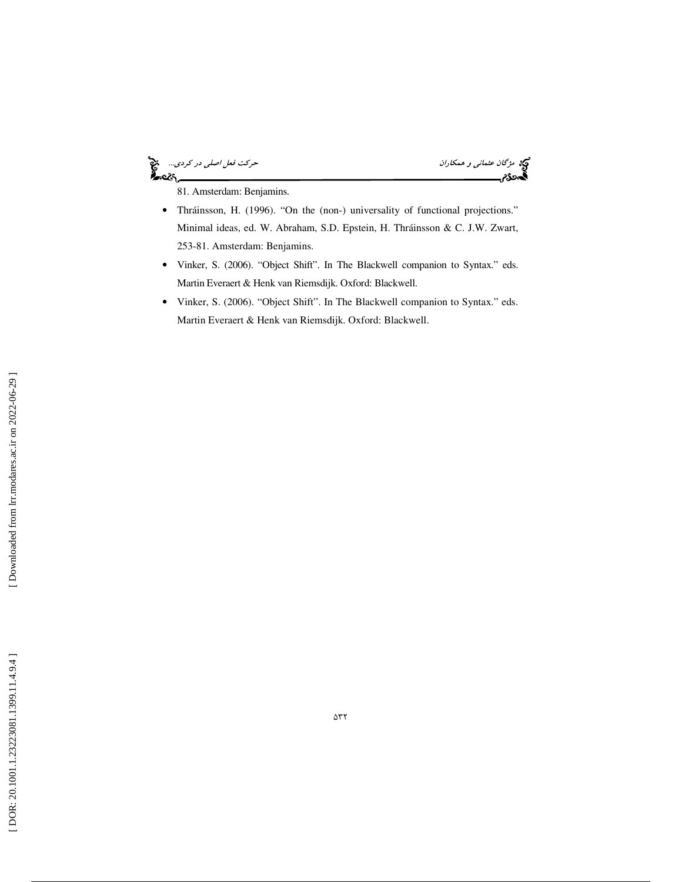81. Amsterdam: Benjamins.

- Thráinsson, H. (1996). “On the (non-) universality of functional projections.” Minimal ideas, ed. W. Abraham, S.D. Epstein, H. Thráinsson & C. J.W. Zwart, 253-81. Amsterdam: Benjamins.
- Vinker, S. (2006). “Object Shift”. In The Blackwell companion to Syntax.” eds. Martin Everaert & Henk van Riemsdijk. Oxford: Blackwell.
- Vinker, S. (2006). “Object Shift”. In The Blackwell companion to Syntax.” eds. Martin Everaert & Henk van Riemsdijk. Oxford: Blackwell.